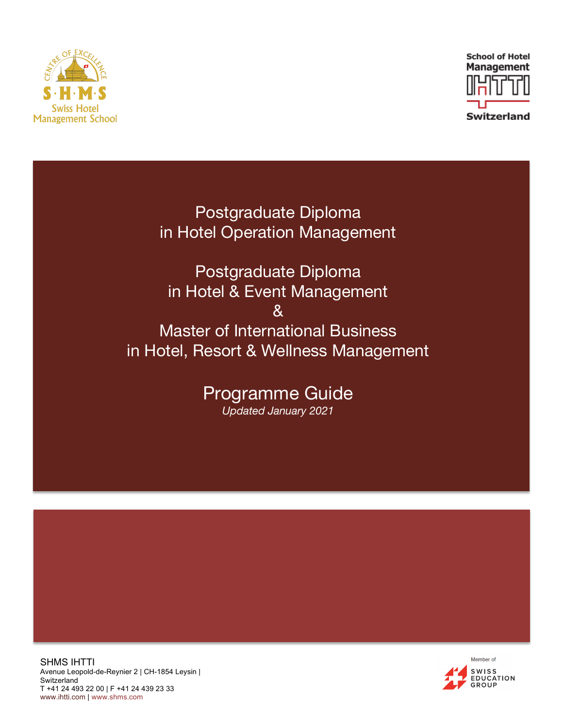SHMS Swiss Hotel Management School — Centre of Excellence

School of Hotel Management IHTTI Switzerland

# Postgraduate Diploma in Hotel Operation Management

# Postgraduate Diploma in Hotel & Event Management & Master of International Business in Hotel, Resort & Wellness Management

## Programme Guide

*Updated January 2021*

SHMS IHTTI
Avenue Leopold-de-Reynier 2 | CH-1854 Leysin | Switzerland
T +41 24 493 22 00 | F +41 24 439 23 33
www.ihtti.com | www.shms.com

Member of SWISS EDUCATION GROUP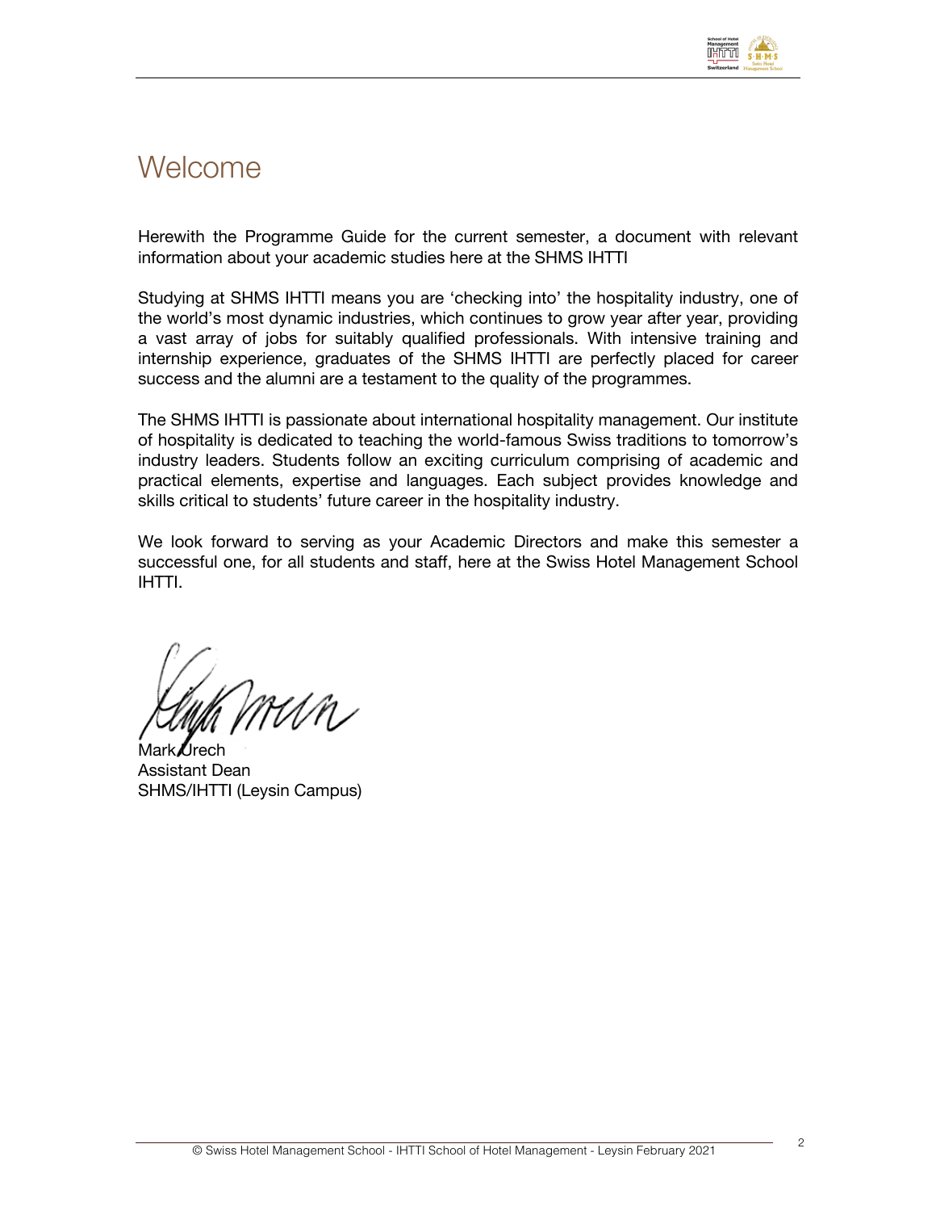# Welcome

Herewith the Programme Guide for the current semester, a document with relevant information about your academic studies here at the SHMS IHTTI

Studying at SHMS IHTTI means you are 'checking into' the hospitality industry, one of the world's most dynamic industries, which continues to grow year after year, providing a vast array of jobs for suitably qualified professionals. With intensive training and internship experience, graduates of the SHMS IHTTI are perfectly placed for career success and the alumni are a testament to the quality of the programmes.

The SHMS IHTTI is passionate about international hospitality management. Our institute of hospitality is dedicated to teaching the world-famous Swiss traditions to tomorrow's industry leaders. Students follow an exciting curriculum comprising of academic and practical elements, expertise and languages. Each subject provides knowledge and skills critical to students' future career in the hospitality industry.

We look forward to serving as your Academic Directors and make this semester a successful one, for all students and staff, here at the Swiss Hotel Management School IHTTI.

Mark Urech
Assistant Dean
SHMS/IHTTI (Leysin Campus)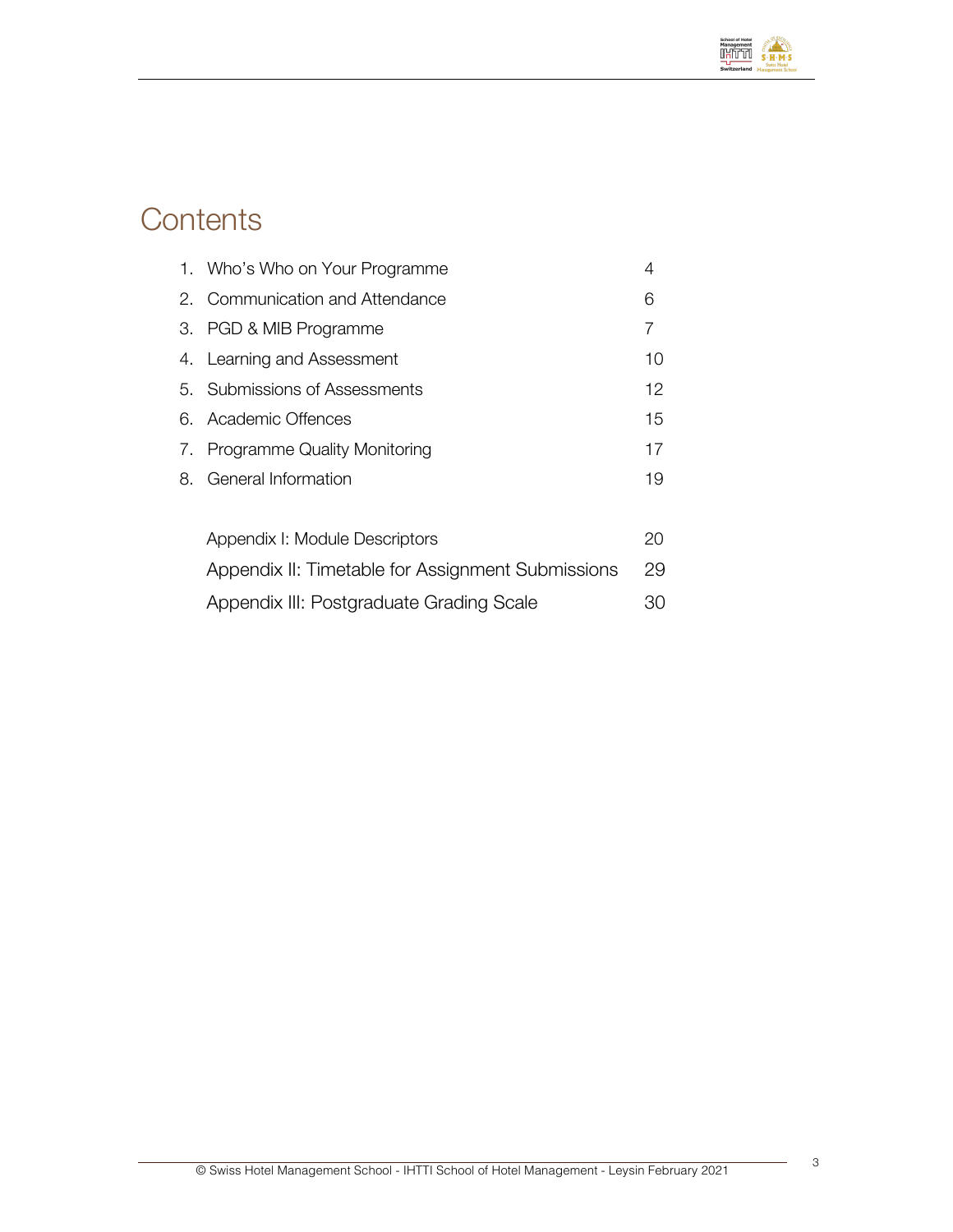# Contents

| | | |
|---|---|---|
| 1. | Who's Who on Your Programme | 4 |
| 2. | Communication and Attendance | 6 |
| 3. | PGD & MIB Programme | 7 |
| 4. | Learning and Assessment | 10 |
| 5. | Submissions of Assessments | 12 |
| 6. | Academic Offences | 15 |
| 7. | Programme Quality Monitoring | 17 |
| 8. | General Information | 19 |
| | Appendix I: Module Descriptors | 20 |
| | Appendix II: Timetable for Assignment Submissions | 29 |
| | Appendix III: Postgraduate Grading Scale | 30 |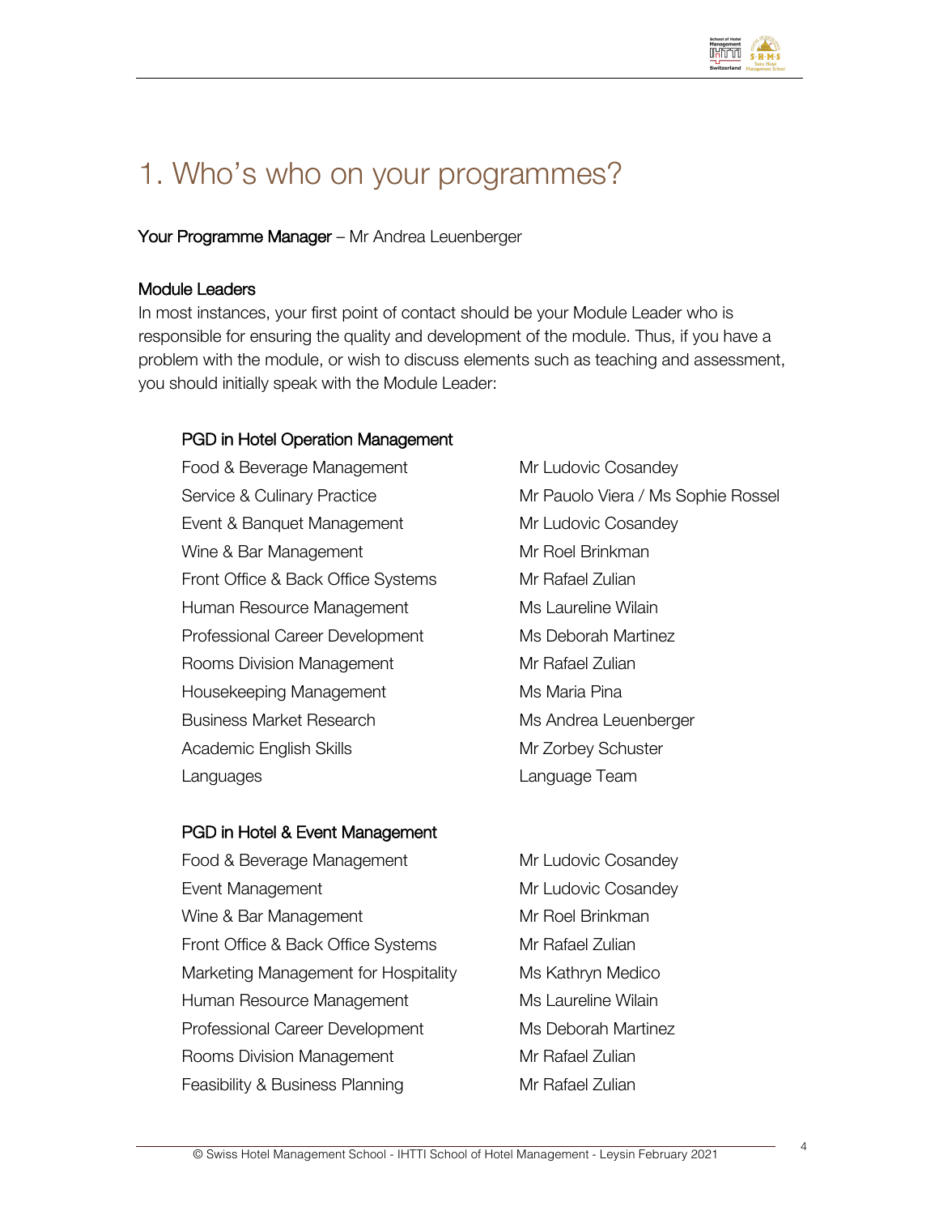# 1. Who's who on your programmes?

**Your Programme Manager** – Mr Andrea Leuenberger

**Module Leaders**

In most instances, your first point of contact should be your Module Leader who is responsible for ensuring the quality and development of the module. Thus, if you have a problem with the module, or wish to discuss elements such as teaching and assessment, you should initially speak with the Module Leader:

**PGD in Hotel Operation Management**

| | |
|---|---|
| Food & Beverage Management | Mr Ludovic Cosandey |
| Service & Culinary Practice | Mr Pauolo Viera / Ms Sophie Rossel |
| Event & Banquet Management | Mr Ludovic Cosandey |
| Wine & Bar Management | Mr Roel Brinkman |
| Front Office & Back Office Systems | Mr Rafael Zulian |
| Human Resource Management | Ms Laureline Wilain |
| Professional Career Development | Ms Deborah Martinez |
| Rooms Division Management | Mr Rafael Zulian |
| Housekeeping Management | Ms Maria Pina |
| Business Market Research | Ms Andrea Leuenberger |
| Academic English Skills | Mr Zorbey Schuster |
| Languages | Language Team |

**PGD in Hotel & Event Management**

| | |
|---|---|
| Food & Beverage Management | Mr Ludovic Cosandey |
| Event Management | Mr Ludovic Cosandey |
| Wine & Bar Management | Mr Roel Brinkman |
| Front Office & Back Office Systems | Mr Rafael Zulian |
| Marketing Management for Hospitality | Ms Kathryn Medico |
| Human Resource Management | Ms Laureline Wilain |
| Professional Career Development | Ms Deborah Martinez |
| Rooms Division Management | Mr Rafael Zulian |
| Feasibility & Business Planning | Mr Rafael Zulian |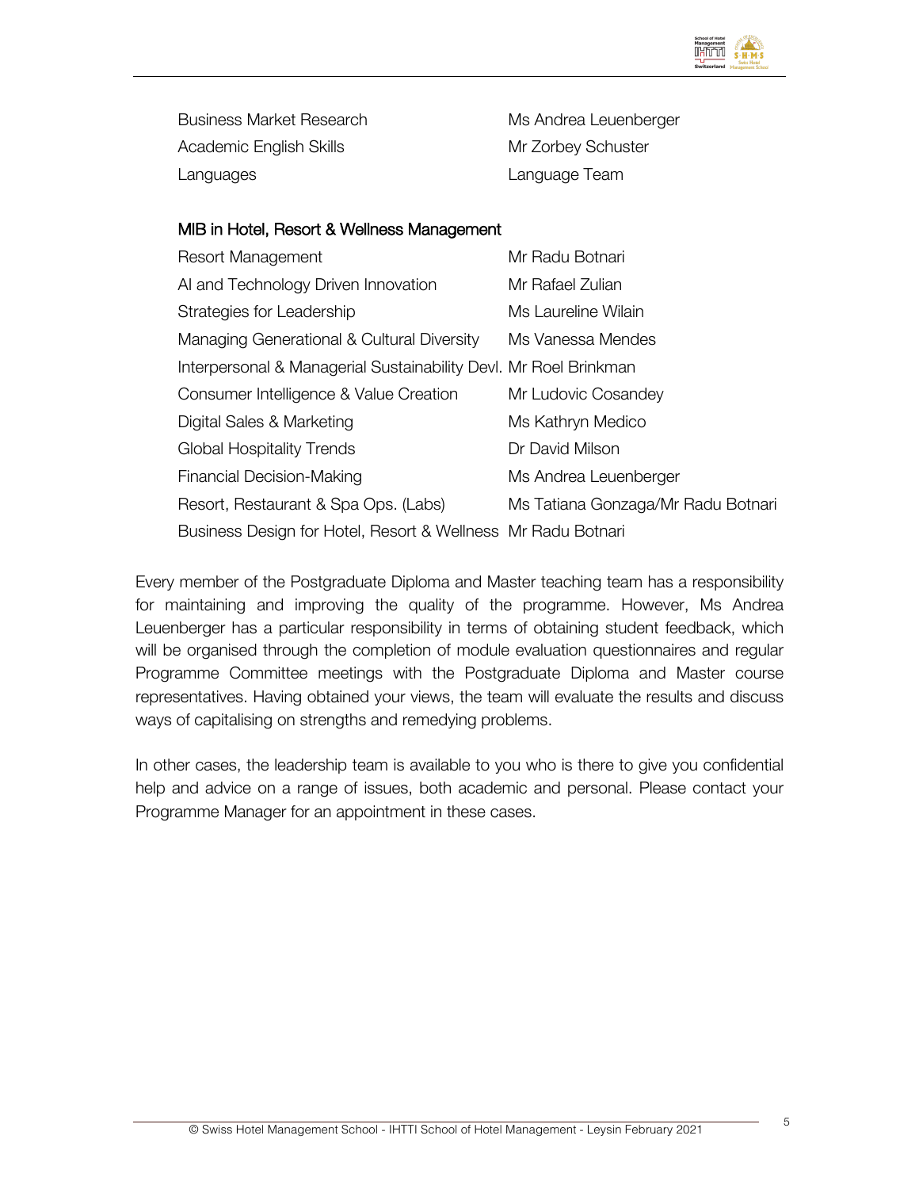| | |
|---|---|
| Business Market Research | Ms Andrea Leuenberger |
| Academic English Skills | Mr Zorbey Schuster |
| Languages | Language Team |

**MIB in Hotel, Resort & Wellness Management**

| | |
|---|---|
| Resort Management | Mr Radu Botnari |
| AI and Technology Driven Innovation | Mr Rafael Zulian |
| Strategies for Leadership | Ms Laureline Wilain |
| Managing Generational & Cultural Diversity | Ms Vanessa Mendes |
| Interpersonal & Managerial Sustainability Devl. | Mr Roel Brinkman |
| Consumer Intelligence & Value Creation | Mr Ludovic Cosandey |
| Digital Sales & Marketing | Ms Kathryn Medico |
| Global Hospitality Trends | Dr David Milson |
| Financial Decision-Making | Ms Andrea Leuenberger |
| Resort, Restaurant & Spa Ops. (Labs) | Ms Tatiana Gonzaga/Mr Radu Botnari |
| Business Design for Hotel, Resort & Wellness | Mr Radu Botnari |

Every member of the Postgraduate Diploma and Master teaching team has a responsibility for maintaining and improving the quality of the programme. However, Ms Andrea Leuenberger has a particular responsibility in terms of obtaining student feedback, which will be organised through the completion of module evaluation questionnaires and regular Programme Committee meetings with the Postgraduate Diploma and Master course representatives. Having obtained your views, the team will evaluate the results and discuss ways of capitalising on strengths and remedying problems.

In other cases, the leadership team is available to you who is there to give you confidential help and advice on a range of issues, both academic and personal. Please contact your Programme Manager for an appointment in these cases.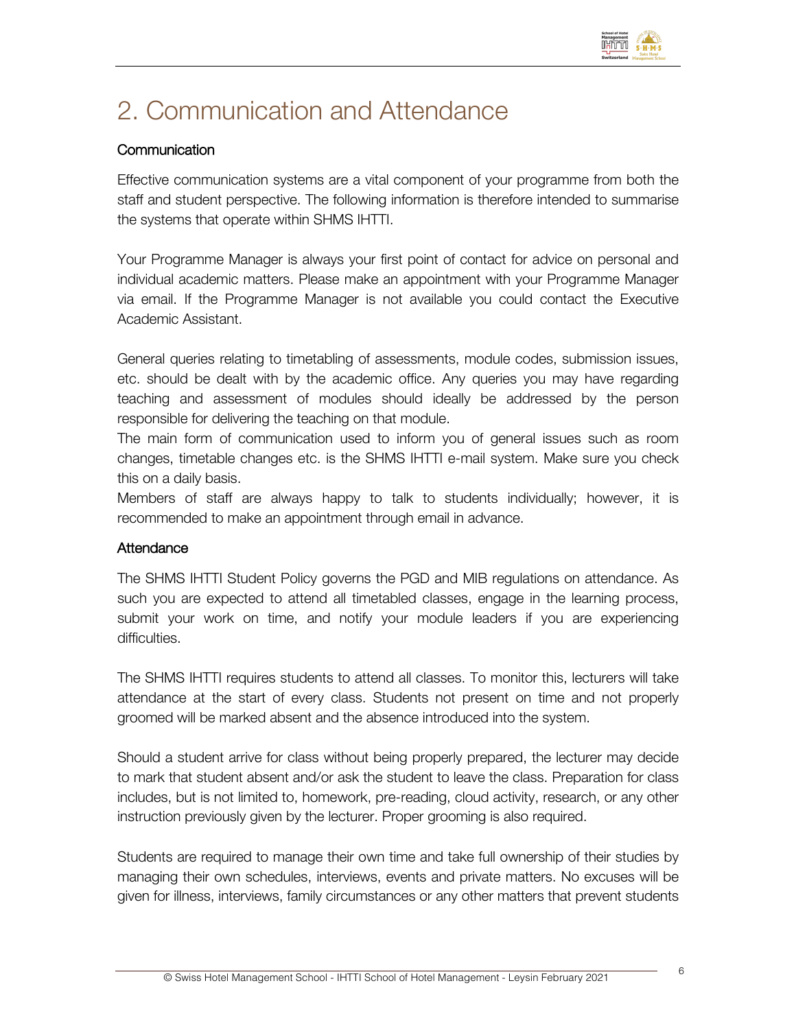# 2. Communication and Attendance

### Communication

Effective communication systems are a vital component of your programme from both the staff and student perspective. The following information is therefore intended to summarise the systems that operate within SHMS IHTTI.

Your Programme Manager is always your first point of contact for advice on personal and individual academic matters. Please make an appointment with your Programme Manager via email. If the Programme Manager is not available you could contact the Executive Academic Assistant.

General queries relating to timetabling of assessments, module codes, submission issues, etc. should be dealt with by the academic office. Any queries you may have regarding teaching and assessment of modules should ideally be addressed by the person responsible for delivering the teaching on that module.

The main form of communication used to inform you of general issues such as room changes, timetable changes etc. is the SHMS IHTTI e-mail system. Make sure you check this on a daily basis.

Members of staff are always happy to talk to students individually; however, it is recommended to make an appointment through email in advance.

### Attendance

The SHMS IHTTI Student Policy governs the PGD and MIB regulations on attendance. As such you are expected to attend all timetabled classes, engage in the learning process, submit your work on time, and notify your module leaders if you are experiencing difficulties.

The SHMS IHTTI requires students to attend all classes. To monitor this, lecturers will take attendance at the start of every class. Students not present on time and not properly groomed will be marked absent and the absence introduced into the system.

Should a student arrive for class without being properly prepared, the lecturer may decide to mark that student absent and/or ask the student to leave the class. Preparation for class includes, but is not limited to, homework, pre-reading, cloud activity, research, or any other instruction previously given by the lecturer. Proper grooming is also required.

Students are required to manage their own time and take full ownership of their studies by managing their own schedules, interviews, events and private matters. No excuses will be given for illness, interviews, family circumstances or any other matters that prevent students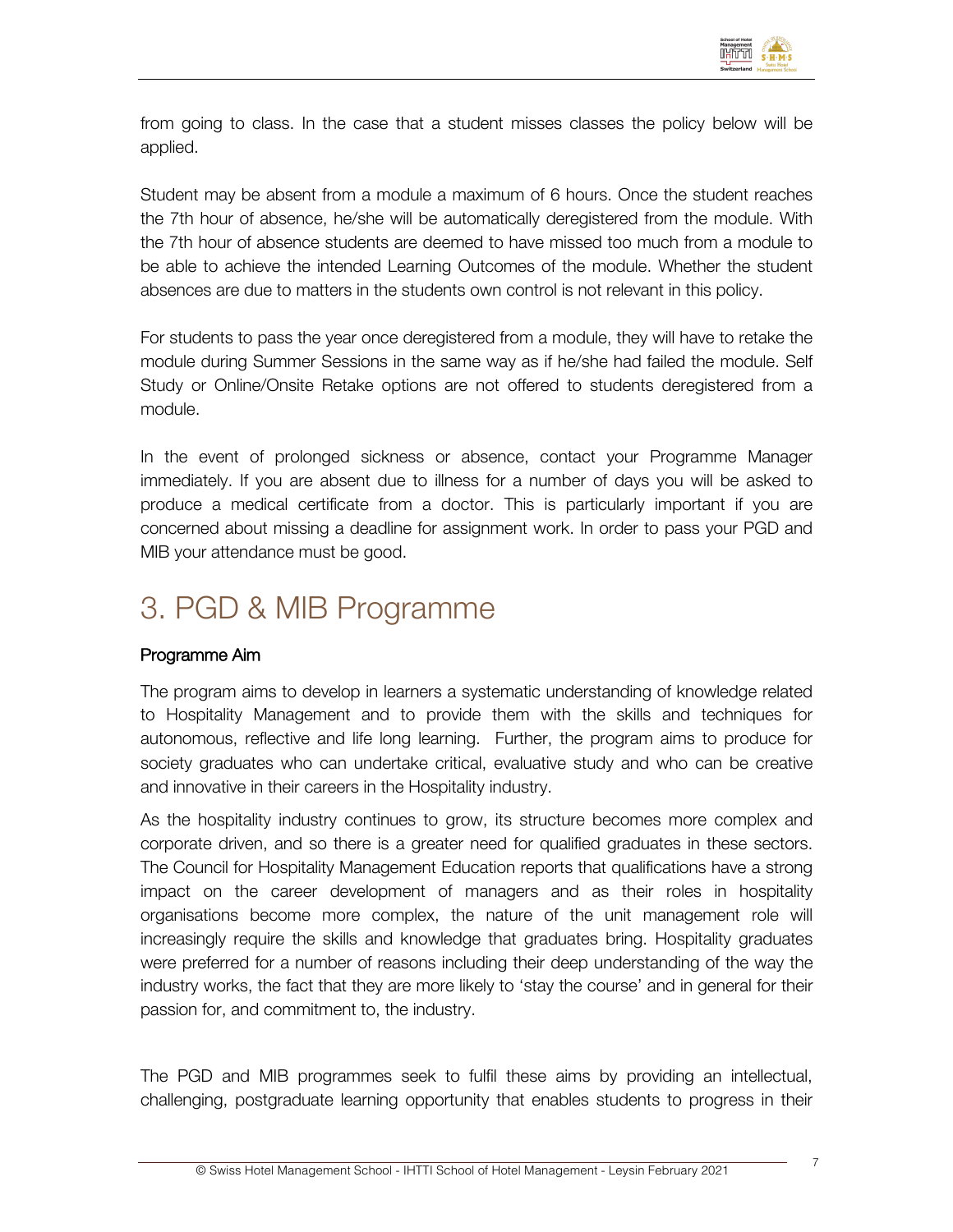from going to class. In the case that a student misses classes the policy below will be applied.

Student may be absent from a module a maximum of 6 hours. Once the student reaches the 7th hour of absence, he/she will be automatically deregistered from the module. With the 7th hour of absence students are deemed to have missed too much from a module to be able to achieve the intended Learning Outcomes of the module. Whether the student absences are due to matters in the students own control is not relevant in this policy.

For students to pass the year once deregistered from a module, they will have to retake the module during Summer Sessions in the same way as if he/she had failed the module. Self Study or Online/Onsite Retake options are not offered to students deregistered from a module.

In the event of prolonged sickness or absence, contact your Programme Manager immediately. If you are absent due to illness for a number of days you will be asked to produce a medical certificate from a doctor. This is particularly important if you are concerned about missing a deadline for assignment work. In order to pass your PGD and MIB your attendance must be good.

# 3. PGD & MIB Programme

## Programme Aim

The program aims to develop in learners a systematic understanding of knowledge related to Hospitality Management and to provide them with the skills and techniques for autonomous, reflective and life long learning. Further, the program aims to produce for society graduates who can undertake critical, evaluative study and who can be creative and innovative in their careers in the Hospitality industry.

As the hospitality industry continues to grow, its structure becomes more complex and corporate driven, and so there is a greater need for qualified graduates in these sectors. The Council for Hospitality Management Education reports that qualifications have a strong impact on the career development of managers and as their roles in hospitality organisations become more complex, the nature of the unit management role will increasingly require the skills and knowledge that graduates bring. Hospitality graduates were preferred for a number of reasons including their deep understanding of the way the industry works, the fact that they are more likely to 'stay the course' and in general for their passion for, and commitment to, the industry.

The PGD and MIB programmes seek to fulfil these aims by providing an intellectual, challenging, postgraduate learning opportunity that enables students to progress in their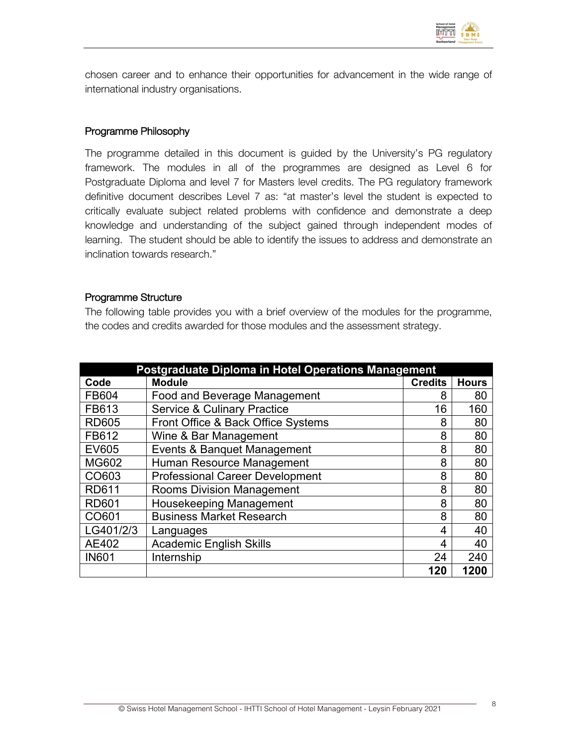chosen career and to enhance their opportunities for advancement in the wide range of international industry organisations.

### Programme Philosophy

The programme detailed in this document is guided by the University's PG regulatory framework. The modules in all of the programmes are designed as Level 6 for Postgraduate Diploma and level 7 for Masters level credits. The PG regulatory framework definitive document describes Level 7 as: "at master's level the student is expected to critically evaluate subject related problems with confidence and demonstrate a deep knowledge and understanding of the subject gained through independent modes of learning. The student should be able to identify the issues to address and demonstrate an inclination towards research."

### Programme Structure

The following table provides you with a brief overview of the modules for the programme, the codes and credits awarded for those modules and the assessment strategy.

| **Postgraduate Diploma in Hotel Operations Management** | | | |
|---|---|---|---|
| **Code** | **Module** | **Credits** | **Hours** |
| FB604 | Food and Beverage Management | 8 | 80 |
| FB613 | Service & Culinary Practice | 16 | 160 |
| RD605 | Front Office & Back Office Systems | 8 | 80 |
| FB612 | Wine & Bar Management | 8 | 80 |
| EV605 | Events & Banquet Management | 8 | 80 |
| MG602 | Human Resource Management | 8 | 80 |
| CO603 | Professional Career Development | 8 | 80 |
| RD611 | Rooms Division Management | 8 | 80 |
| RD601 | Housekeeping Management | 8 | 80 |
| CO601 | Business Market Research | 8 | 80 |
| LG401/2/3 | Languages | 4 | 40 |
| AE402 | Academic English Skills | 4 | 40 |
| IN601 | Internship | 24 | 240 |
| | | **120** | **1200** |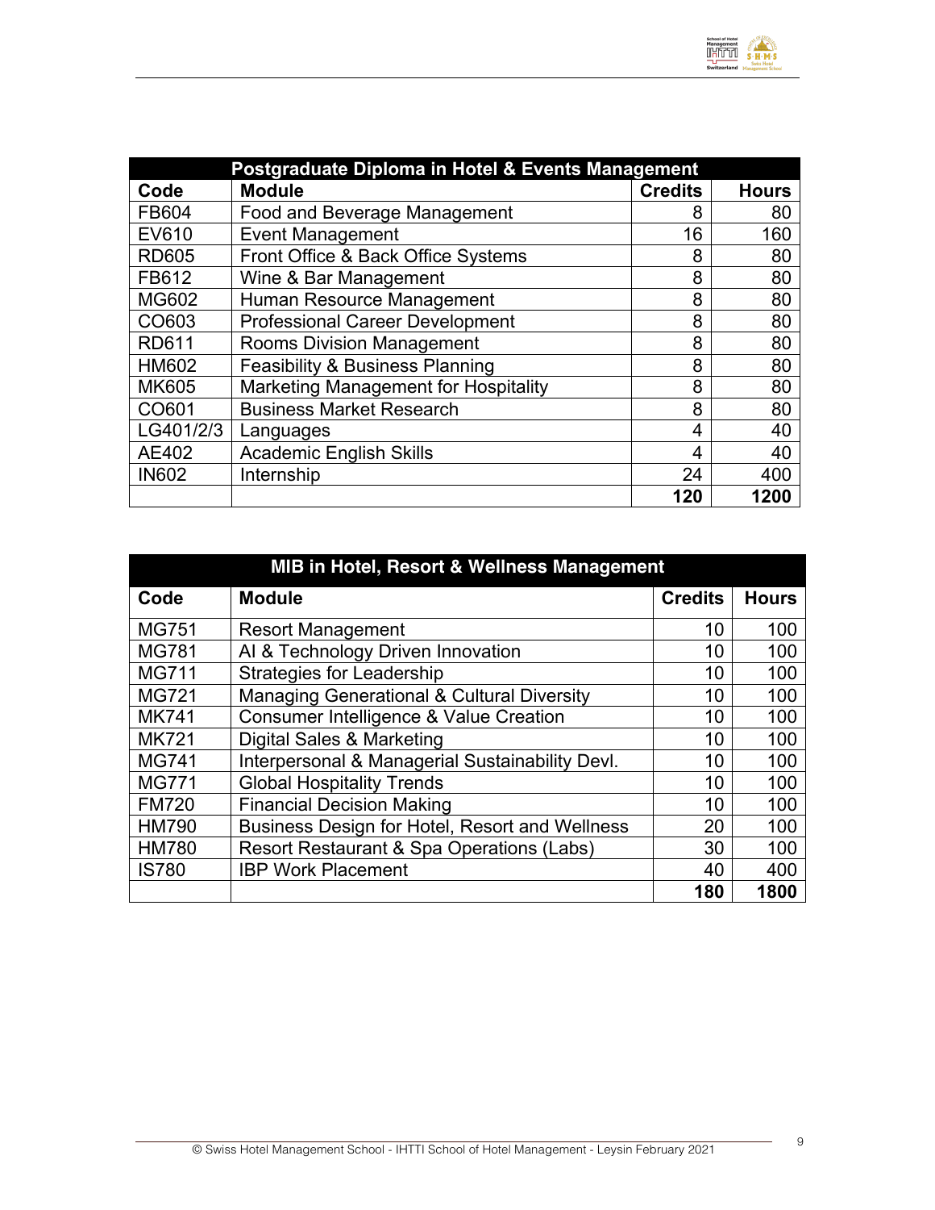| Postgraduate Diploma in Hotel & Events Management | | | |
|---|---|---|---|
| **Code** | **Module** | **Credits** | **Hours** |
| FB604 | Food and Beverage Management | 8 | 80 |
| EV610 | Event Management | 16 | 160 |
| RD605 | Front Office & Back Office Systems | 8 | 80 |
| FB612 | Wine & Bar Management | 8 | 80 |
| MG602 | Human Resource Management | 8 | 80 |
| CO603 | Professional Career Development | 8 | 80 |
| RD611 | Rooms Division Management | 8 | 80 |
| HM602 | Feasibility & Business Planning | 8 | 80 |
| MK605 | Marketing Management for Hospitality | 8 | 80 |
| CO601 | Business Market Research | 8 | 80 |
| LG401/2/3 | Languages | 4 | 40 |
| AE402 | Academic English Skills | 4 | 40 |
| IN602 | Internship | 24 | 400 |
| | | **120** | **1200** |

| MIB in Hotel, Resort & Wellness Management | | | |
|---|---|---|---|
| **Code** | **Module** | **Credits** | **Hours** |
| MG751 | Resort Management | 10 | 100 |
| MG781 | AI & Technology Driven Innovation | 10 | 100 |
| MG711 | Strategies for Leadership | 10 | 100 |
| MG721 | Managing Generational & Cultural Diversity | 10 | 100 |
| MK741 | Consumer Intelligence & Value Creation | 10 | 100 |
| MK721 | Digital Sales & Marketing | 10 | 100 |
| MG741 | Interpersonal & Managerial Sustainability Devl. | 10 | 100 |
| MG771 | Global Hospitality Trends | 10 | 100 |
| FM720 | Financial Decision Making | 10 | 100 |
| HM790 | Business Design for Hotel, Resort and Wellness | 20 | 100 |
| HM780 | Resort Restaurant & Spa Operations (Labs) | 30 | 100 |
| IS780 | IBP Work Placement | 40 | 400 |
| | | **180** | **1800** |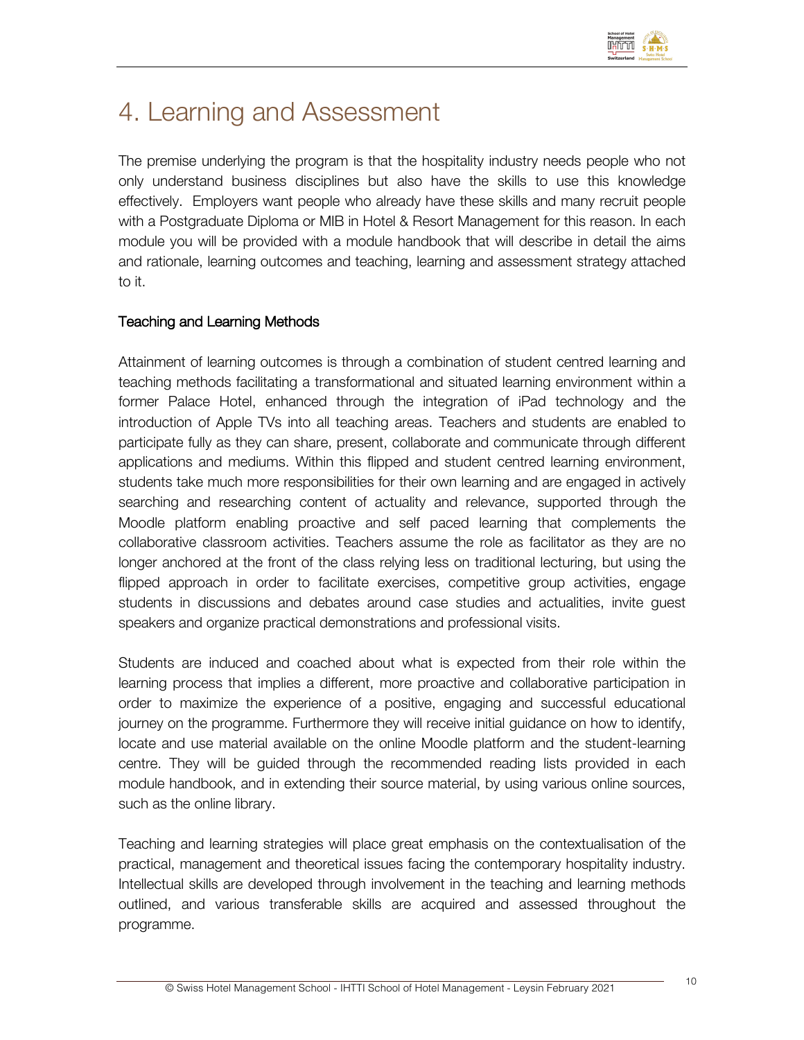# 4. Learning and Assessment

The premise underlying the program is that the hospitality industry needs people who not only understand business disciplines but also have the skills to use this knowledge effectively. Employers want people who already have these skills and many recruit people with a Postgraduate Diploma or MIB in Hotel & Resort Management for this reason. In each module you will be provided with a module handbook that will describe in detail the aims and rationale, learning outcomes and teaching, learning and assessment strategy attached to it.

## Teaching and Learning Methods

Attainment of learning outcomes is through a combination of student centred learning and teaching methods facilitating a transformational and situated learning environment within a former Palace Hotel, enhanced through the integration of iPad technology and the introduction of Apple TVs into all teaching areas. Teachers and students are enabled to participate fully as they can share, present, collaborate and communicate through different applications and mediums. Within this flipped and student centred learning environment, students take much more responsibilities for their own learning and are engaged in actively searching and researching content of actuality and relevance, supported through the Moodle platform enabling proactive and self paced learning that complements the collaborative classroom activities. Teachers assume the role as facilitator as they are no longer anchored at the front of the class relying less on traditional lecturing, but using the flipped approach in order to facilitate exercises, competitive group activities, engage students in discussions and debates around case studies and actualities, invite guest speakers and organize practical demonstrations and professional visits.

Students are induced and coached about what is expected from their role within the learning process that implies a different, more proactive and collaborative participation in order to maximize the experience of a positive, engaging and successful educational journey on the programme. Furthermore they will receive initial guidance on how to identify, locate and use material available on the online Moodle platform and the student-learning centre. They will be guided through the recommended reading lists provided in each module handbook, and in extending their source material, by using various online sources, such as the online library.

Teaching and learning strategies will place great emphasis on the contextualisation of the practical, management and theoretical issues facing the contemporary hospitality industry. Intellectual skills are developed through involvement in the teaching and learning methods outlined, and various transferable skills are acquired and assessed throughout the programme.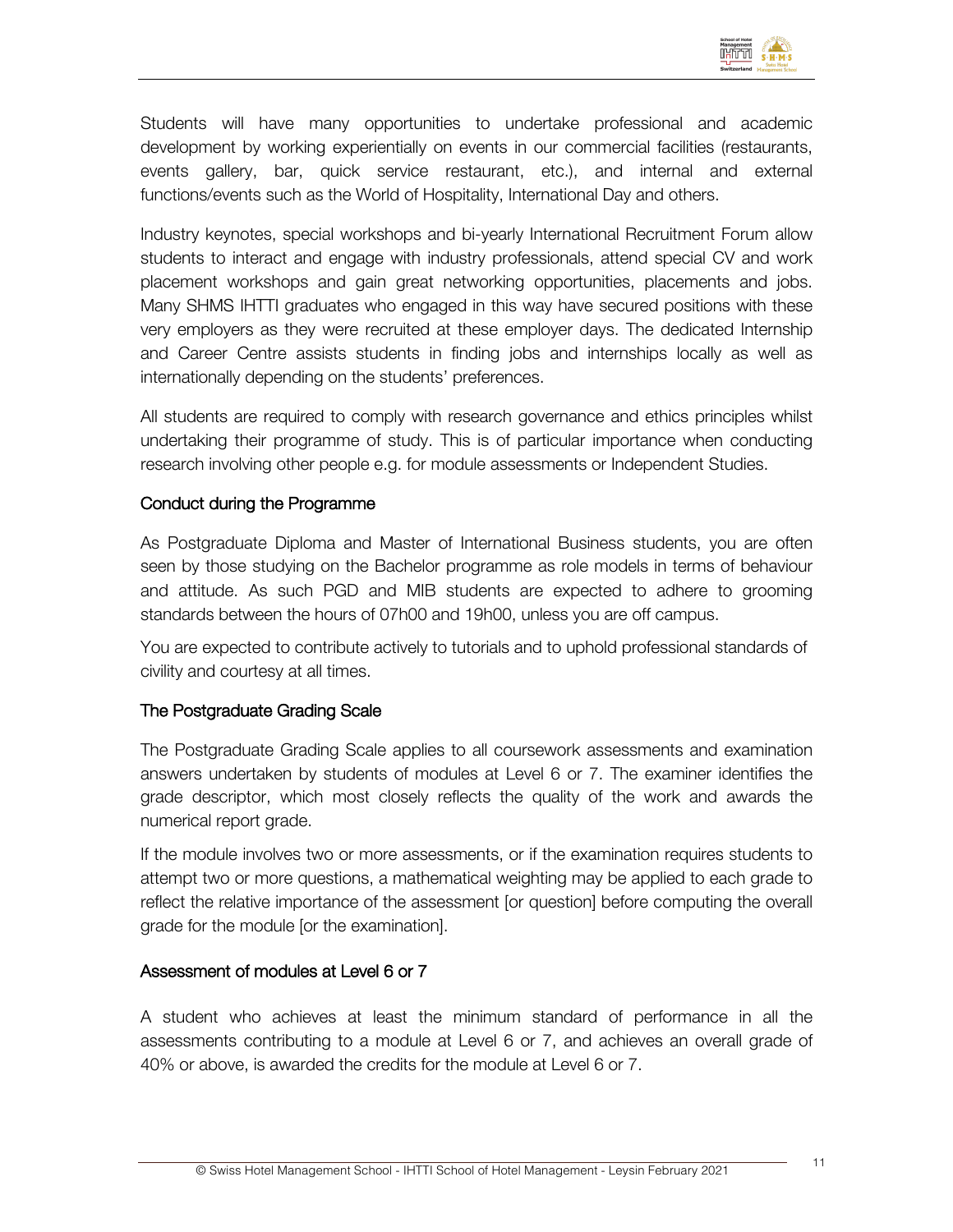Students will have many opportunities to undertake professional and academic development by working experientially on events in our commercial facilities (restaurants, events gallery, bar, quick service restaurant, etc.), and internal and external functions/events such as the World of Hospitality, International Day and others.

Industry keynotes, special workshops and bi-yearly International Recruitment Forum allow students to interact and engage with industry professionals, attend special CV and work placement workshops and gain great networking opportunities, placements and jobs. Many SHMS IHTTI graduates who engaged in this way have secured positions with these very employers as they were recruited at these employer days. The dedicated Internship and Career Centre assists students in finding jobs and internships locally as well as internationally depending on the students' preferences.

All students are required to comply with research governance and ethics principles whilst undertaking their programme of study. This is of particular importance when conducting research involving other people e.g. for module assessments or Independent Studies.

## Conduct during the Programme

As Postgraduate Diploma and Master of International Business students, you are often seen by those studying on the Bachelor programme as role models in terms of behaviour and attitude. As such PGD and MIB students are expected to adhere to grooming standards between the hours of 07h00 and 19h00, unless you are off campus.

You are expected to contribute actively to tutorials and to uphold professional standards of civility and courtesy at all times.

## The Postgraduate Grading Scale

The Postgraduate Grading Scale applies to all coursework assessments and examination answers undertaken by students of modules at Level 6 or 7. The examiner identifies the grade descriptor, which most closely reflects the quality of the work and awards the numerical report grade.

If the module involves two or more assessments, or if the examination requires students to attempt two or more questions, a mathematical weighting may be applied to each grade to reflect the relative importance of the assessment [or question] before computing the overall grade for the module [or the examination].

## Assessment of modules at Level 6 or 7

A student who achieves at least the minimum standard of performance in all the assessments contributing to a module at Level 6 or 7, and achieves an overall grade of 40% or above, is awarded the credits for the module at Level 6 or 7.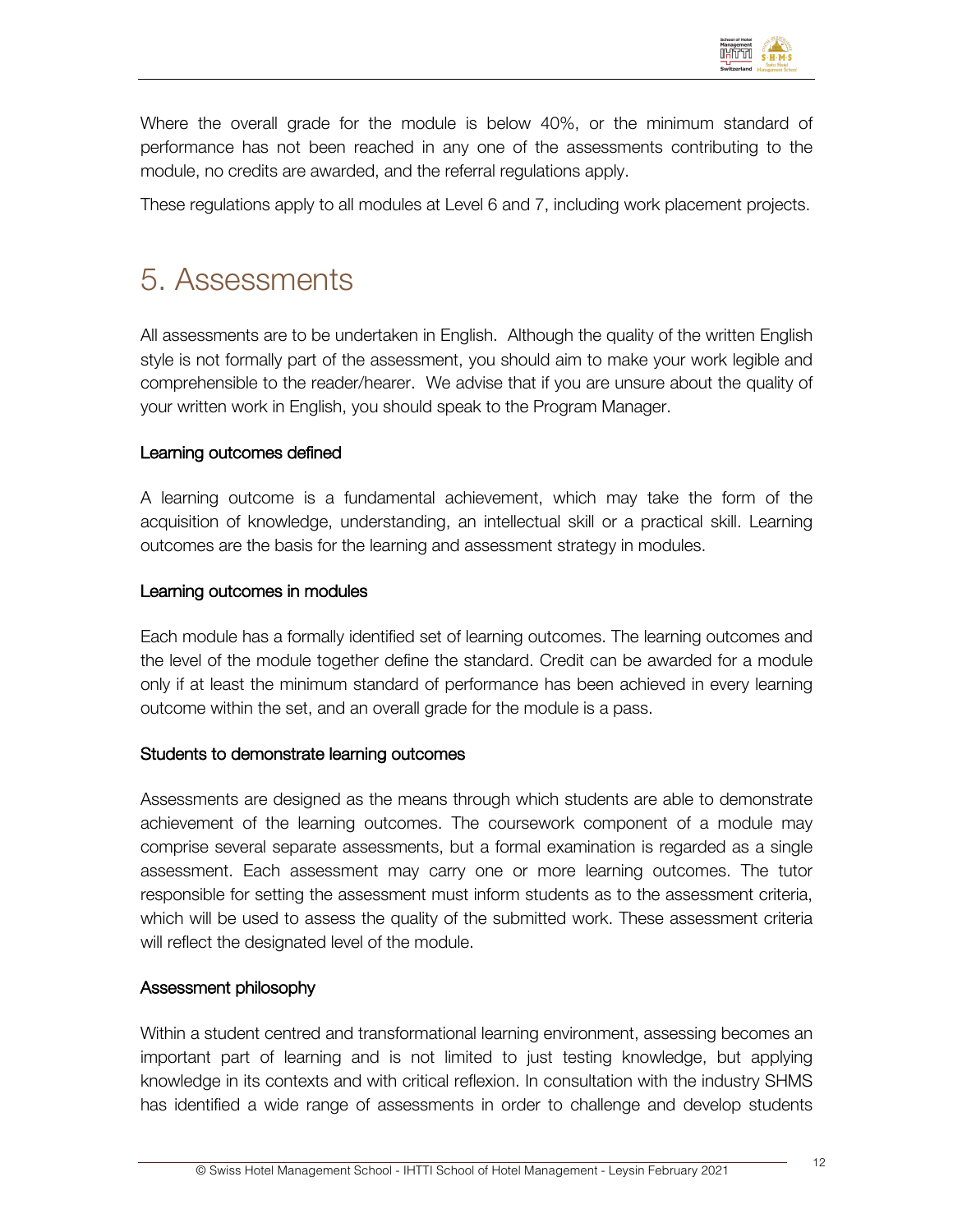Where the overall grade for the module is below 40%, or the minimum standard of performance has not been reached in any one of the assessments contributing to the module, no credits are awarded, and the referral regulations apply.

These regulations apply to all modules at Level 6 and 7, including work placement projects.

# 5. Assessments

All assessments are to be undertaken in English. Although the quality of the written English style is not formally part of the assessment, you should aim to make your work legible and comprehensible to the reader/hearer. We advise that if you are unsure about the quality of your written work in English, you should speak to the Program Manager.

### Learning outcomes defined

A learning outcome is a fundamental achievement, which may take the form of the acquisition of knowledge, understanding, an intellectual skill or a practical skill. Learning outcomes are the basis for the learning and assessment strategy in modules.

### Learning outcomes in modules

Each module has a formally identified set of learning outcomes. The learning outcomes and the level of the module together define the standard. Credit can be awarded for a module only if at least the minimum standard of performance has been achieved in every learning outcome within the set, and an overall grade for the module is a pass.

### Students to demonstrate learning outcomes

Assessments are designed as the means through which students are able to demonstrate achievement of the learning outcomes. The coursework component of a module may comprise several separate assessments, but a formal examination is regarded as a single assessment. Each assessment may carry one or more learning outcomes. The tutor responsible for setting the assessment must inform students as to the assessment criteria, which will be used to assess the quality of the submitted work. These assessment criteria will reflect the designated level of the module.

### Assessment philosophy

Within a student centred and transformational learning environment, assessing becomes an important part of learning and is not limited to just testing knowledge, but applying knowledge in its contexts and with critical reflexion. In consultation with the industry SHMS has identified a wide range of assessments in order to challenge and develop students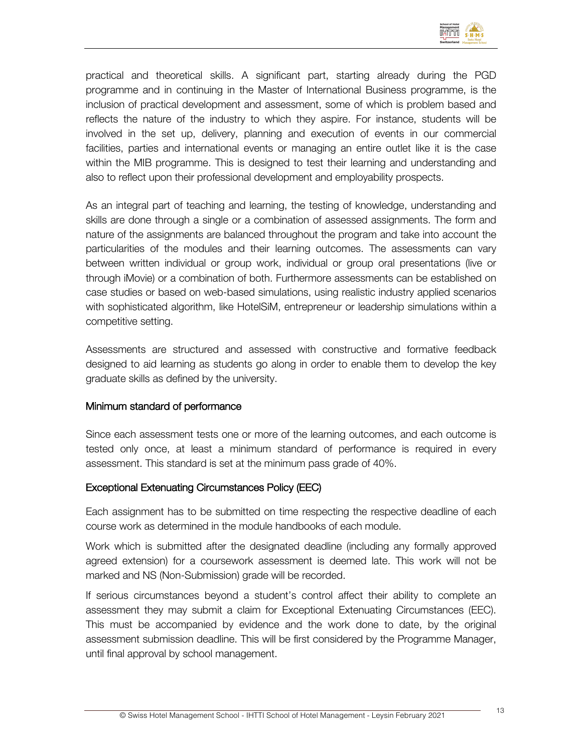practical and theoretical skills. A significant part, starting already during the PGD programme and in continuing in the Master of International Business programme, is the inclusion of practical development and assessment, some of which is problem based and reflects the nature of the industry to which they aspire. For instance, students will be involved in the set up, delivery, planning and execution of events in our commercial facilities, parties and international events or managing an entire outlet like it is the case within the MIB programme. This is designed to test their learning and understanding and also to reflect upon their professional development and employability prospects.

As an integral part of teaching and learning, the testing of knowledge, understanding and skills are done through a single or a combination of assessed assignments. The form and nature of the assignments are balanced throughout the program and take into account the particularities of the modules and their learning outcomes. The assessments can vary between written individual or group work, individual or group oral presentations (live or through iMovie) or a combination of both. Furthermore assessments can be established on case studies or based on web-based simulations, using realistic industry applied scenarios with sophisticated algorithm, like HotelSiM, entrepreneur or leadership simulations within a competitive setting.

Assessments are structured and assessed with constructive and formative feedback designed to aid learning as students go along in order to enable them to develop the key graduate skills as defined by the university.

### Minimum standard of performance

Since each assessment tests one or more of the learning outcomes, and each outcome is tested only once, at least a minimum standard of performance is required in every assessment. This standard is set at the minimum pass grade of 40%.

### Exceptional Extenuating Circumstances Policy (EEC)

Each assignment has to be submitted on time respecting the respective deadline of each course work as determined in the module handbooks of each module.

Work which is submitted after the designated deadline (including any formally approved agreed extension) for a coursework assessment is deemed late. This work will not be marked and NS (Non-Submission) grade will be recorded.

If serious circumstances beyond a student's control affect their ability to complete an assessment they may submit a claim for Exceptional Extenuating Circumstances (EEC). This must be accompanied by evidence and the work done to date, by the original assessment submission deadline. This will be first considered by the Programme Manager, until final approval by school management.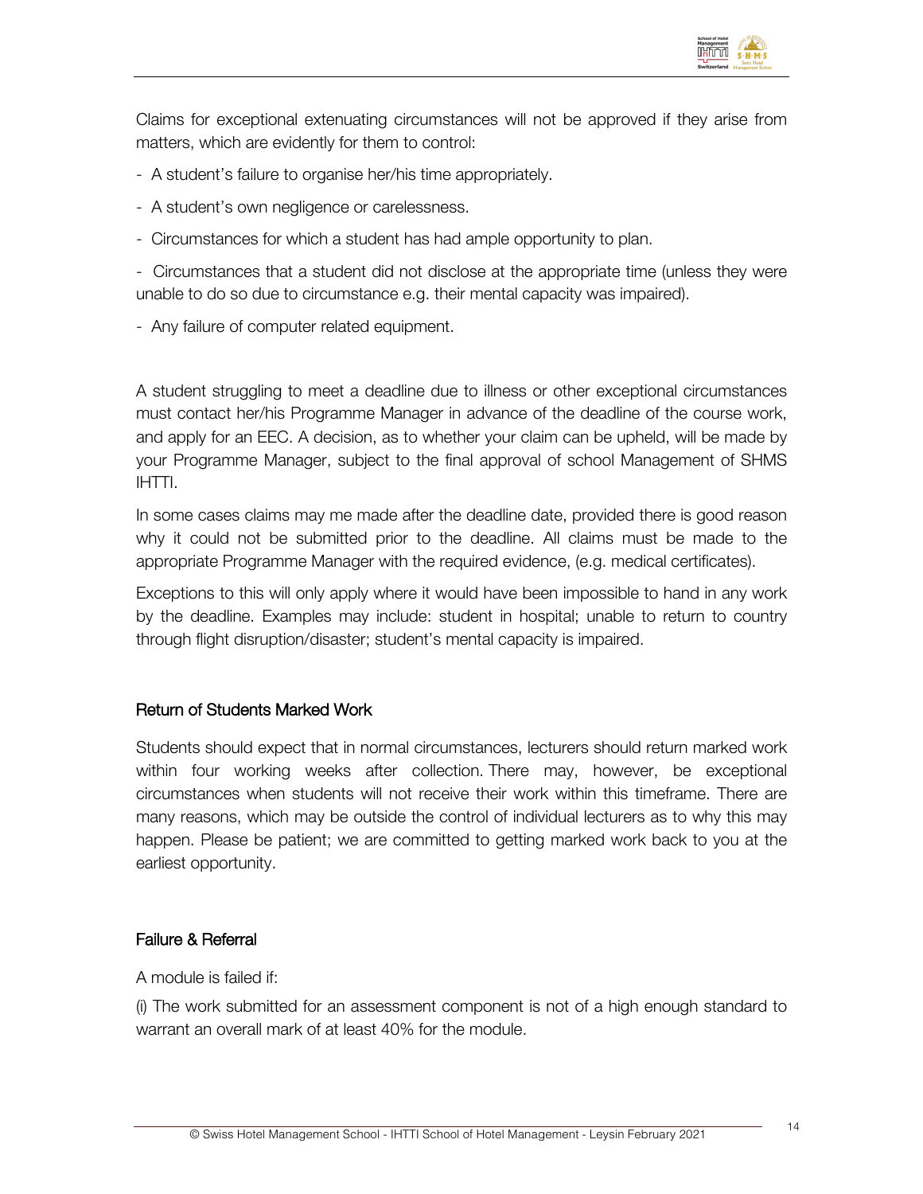Claims for exceptional extenuating circumstances will not be approved if they arise from matters, which are evidently for them to control:

- A student's failure to organise her/his time appropriately.
- A student's own negligence or carelessness.
- Circumstances for which a student has had ample opportunity to plan.
- Circumstances that a student did not disclose at the appropriate time (unless they were unable to do so due to circumstance e.g. their mental capacity was impaired).
- Any failure of computer related equipment.

A student struggling to meet a deadline due to illness or other exceptional circumstances must contact her/his Programme Manager in advance of the deadline of the course work, and apply for an EEC. A decision, as to whether your claim can be upheld, will be made by your Programme Manager, subject to the final approval of school Management of SHMS IHTTI.

In some cases claims may me made after the deadline date, provided there is good reason why it could not be submitted prior to the deadline. All claims must be made to the appropriate Programme Manager with the required evidence, (e.g. medical certificates).

Exceptions to this will only apply where it would have been impossible to hand in any work by the deadline. Examples may include: student in hospital; unable to return to country through flight disruption/disaster; student's mental capacity is impaired.

## Return of Students Marked Work

Students should expect that in normal circumstances, lecturers should return marked work within four working weeks after collection. There may, however, be exceptional circumstances when students will not receive their work within this timeframe. There are many reasons, which may be outside the control of individual lecturers as to why this may happen. Please be patient; we are committed to getting marked work back to you at the earliest opportunity.

## Failure & Referral

A module is failed if:

(i) The work submitted for an assessment component is not of a high enough standard to warrant an overall mark of at least 40% for the module.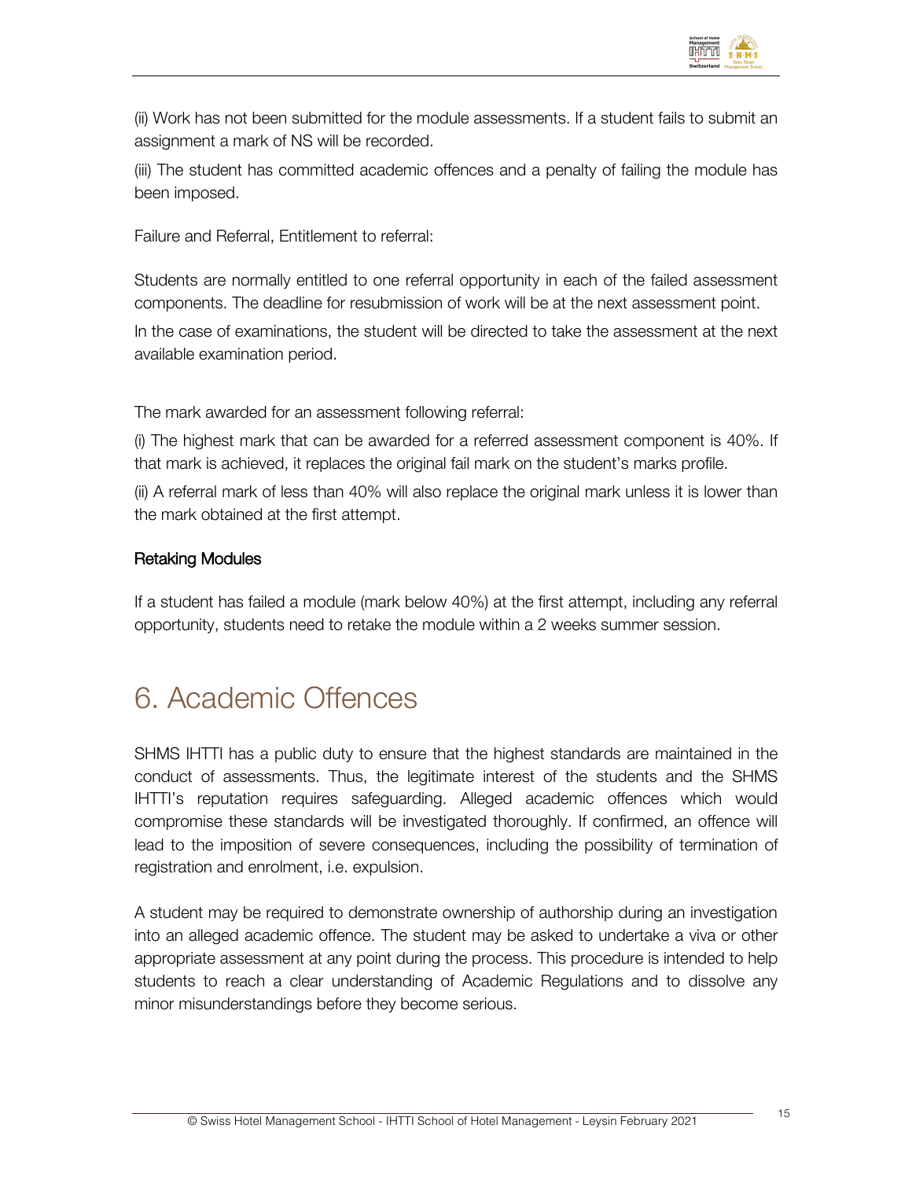(ii) Work has not been submitted for the module assessments. If a student fails to submit an assignment a mark of NS will be recorded.

(iii) The student has committed academic offences and a penalty of failing the module has been imposed.

Failure and Referral, Entitlement to referral:

Students are normally entitled to one referral opportunity in each of the failed assessment components. The deadline for resubmission of work will be at the next assessment point.

In the case of examinations, the student will be directed to take the assessment at the next available examination period.

The mark awarded for an assessment following referral:

(i) The highest mark that can be awarded for a referred assessment component is 40%. If that mark is achieved, it replaces the original fail mark on the student's marks profile.

(ii) A referral mark of less than 40% will also replace the original mark unless it is lower than the mark obtained at the first attempt.

### Retaking Modules

If a student has failed a module (mark below 40%) at the first attempt, including any referral opportunity, students need to retake the module within a 2 weeks summer session.

# 6. Academic Offences

SHMS IHTTI has a public duty to ensure that the highest standards are maintained in the conduct of assessments. Thus, the legitimate interest of the students and the SHMS IHTTI's reputation requires safeguarding. Alleged academic offences which would compromise these standards will be investigated thoroughly. If confirmed, an offence will lead to the imposition of severe consequences, including the possibility of termination of registration and enrolment, i.e. expulsion.

A student may be required to demonstrate ownership of authorship during an investigation into an alleged academic offence. The student may be asked to undertake a viva or other appropriate assessment at any point during the process. This procedure is intended to help students to reach a clear understanding of Academic Regulations and to dissolve any minor misunderstandings before they become serious.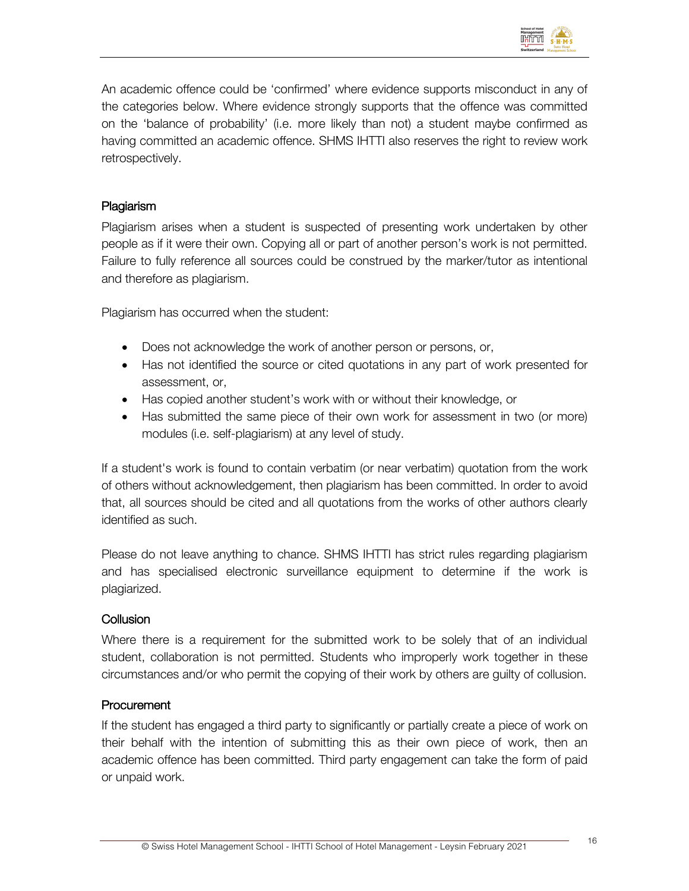An academic offence could be 'confirmed' where evidence supports misconduct in any of the categories below. Where evidence strongly supports that the offence was committed on the 'balance of probability' (i.e. more likely than not) a student maybe confirmed as having committed an academic offence. SHMS IHTTI also reserves the right to review work retrospectively.

### Plagiarism

Plagiarism arises when a student is suspected of presenting work undertaken by other people as if it were their own. Copying all or part of another person's work is not permitted. Failure to fully reference all sources could be construed by the marker/tutor as intentional and therefore as plagiarism.

Plagiarism has occurred when the student:

- Does not acknowledge the work of another person or persons, or,
- Has not identified the source or cited quotations in any part of work presented for assessment, or,
- Has copied another student's work with or without their knowledge, or
- Has submitted the same piece of their own work for assessment in two (or more) modules (i.e. self-plagiarism) at any level of study.

If a student's work is found to contain verbatim (or near verbatim) quotation from the work of others without acknowledgement, then plagiarism has been committed. In order to avoid that, all sources should be cited and all quotations from the works of other authors clearly identified as such.

Please do not leave anything to chance. SHMS IHTTI has strict rules regarding plagiarism and has specialised electronic surveillance equipment to determine if the work is plagiarized.

### Collusion

Where there is a requirement for the submitted work to be solely that of an individual student, collaboration is not permitted. Students who improperly work together in these circumstances and/or who permit the copying of their work by others are guilty of collusion.

### Procurement

If the student has engaged a third party to significantly or partially create a piece of work on their behalf with the intention of submitting this as their own piece of work, then an academic offence has been committed. Third party engagement can take the form of paid or unpaid work.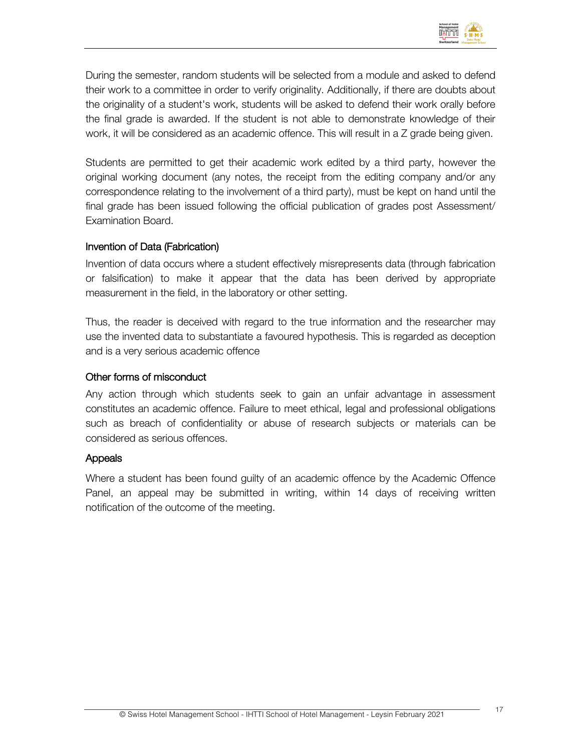During the semester, random students will be selected from a module and asked to defend their work to a committee in order to verify originality. Additionally, if there are doubts about the originality of a student's work, students will be asked to defend their work orally before the final grade is awarded. If the student is not able to demonstrate knowledge of their work, it will be considered as an academic offence. This will result in a Z grade being given.

Students are permitted to get their academic work edited by a third party, however the original working document (any notes, the receipt from the editing company and/or any correspondence relating to the involvement of a third party), must be kept on hand until the final grade has been issued following the official publication of grades post Assessment/ Examination Board.

### Invention of Data (Fabrication)

Invention of data occurs where a student effectively misrepresents data (through fabrication or falsification) to make it appear that the data has been derived by appropriate measurement in the field, in the laboratory or other setting.

Thus, the reader is deceived with regard to the true information and the researcher may use the invented data to substantiate a favoured hypothesis. This is regarded as deception and is a very serious academic offence

### Other forms of misconduct

Any action through which students seek to gain an unfair advantage in assessment constitutes an academic offence. Failure to meet ethical, legal and professional obligations such as breach of confidentiality or abuse of research subjects or materials can be considered as serious offences.

### Appeals

Where a student has been found guilty of an academic offence by the Academic Offence Panel, an appeal may be submitted in writing, within 14 days of receiving written notification of the outcome of the meeting.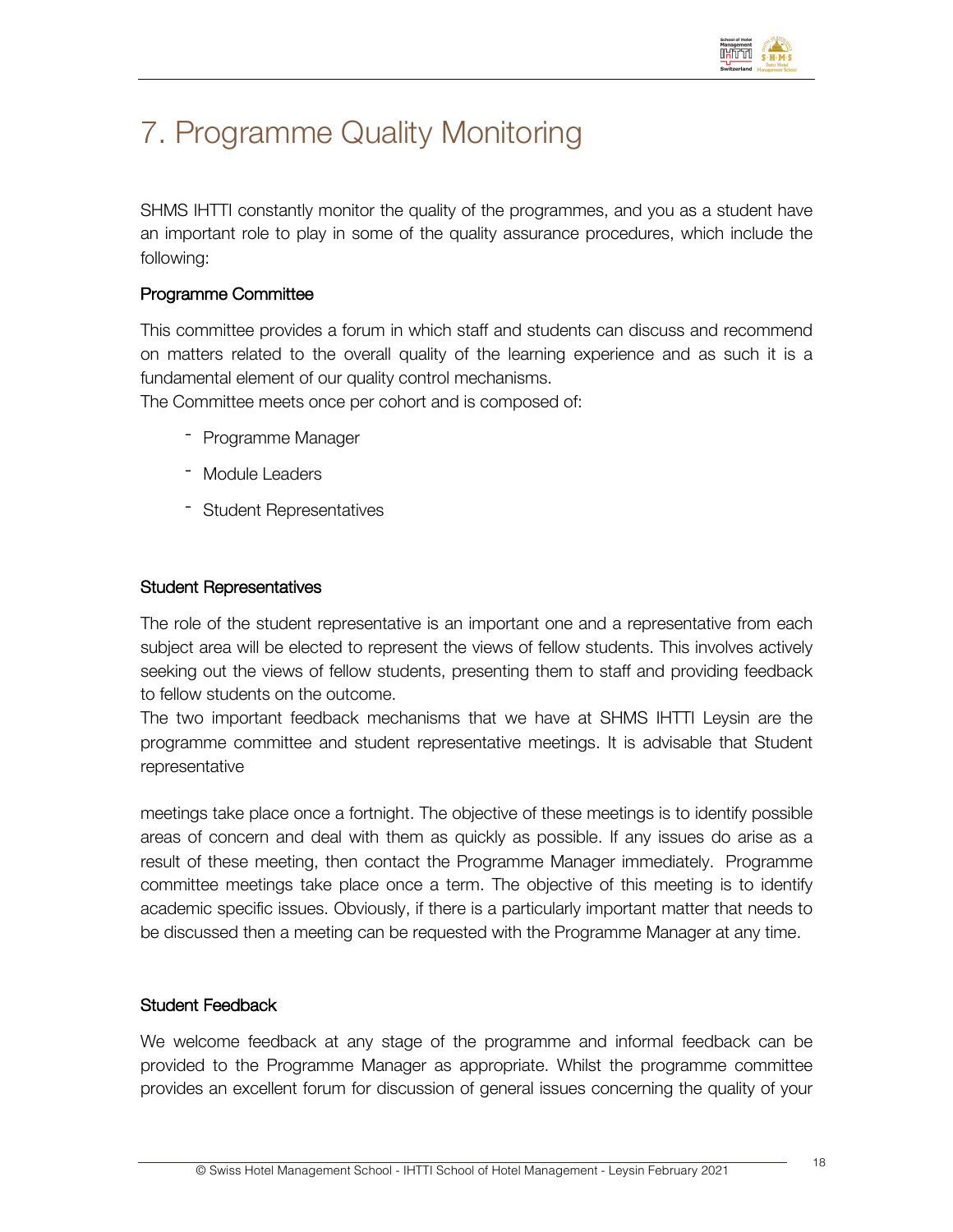# 7. Programme Quality Monitoring

SHMS IHTTI constantly monitor the quality of the programmes, and you as a student have an important role to play in some of the quality assurance procedures, which include the following:

## Programme Committee

This committee provides a forum in which staff and students can discuss and recommend on matters related to the overall quality of the learning experience and as such it is a fundamental element of our quality control mechanisms.
The Committee meets once per cohort and is composed of:

- Programme Manager
- Module Leaders
- Student Representatives

## Student Representatives

The role of the student representative is an important one and a representative from each subject area will be elected to represent the views of fellow students. This involves actively seeking out the views of fellow students, presenting them to staff and providing feedback to fellow students on the outcome.
The two important feedback mechanisms that we have at SHMS IHTTI Leysin are the programme committee and student representative meetings. It is advisable that Student representative

meetings take place once a fortnight. The objective of these meetings is to identify possible areas of concern and deal with them as quickly as possible. If any issues do arise as a result of these meeting, then contact the Programme Manager immediately. Programme committee meetings take place once a term. The objective of this meeting is to identify academic specific issues. Obviously, if there is a particularly important matter that needs to be discussed then a meeting can be requested with the Programme Manager at any time.

## Student Feedback

We welcome feedback at any stage of the programme and informal feedback can be provided to the Programme Manager as appropriate. Whilst the programme committee provides an excellent forum for discussion of general issues concerning the quality of your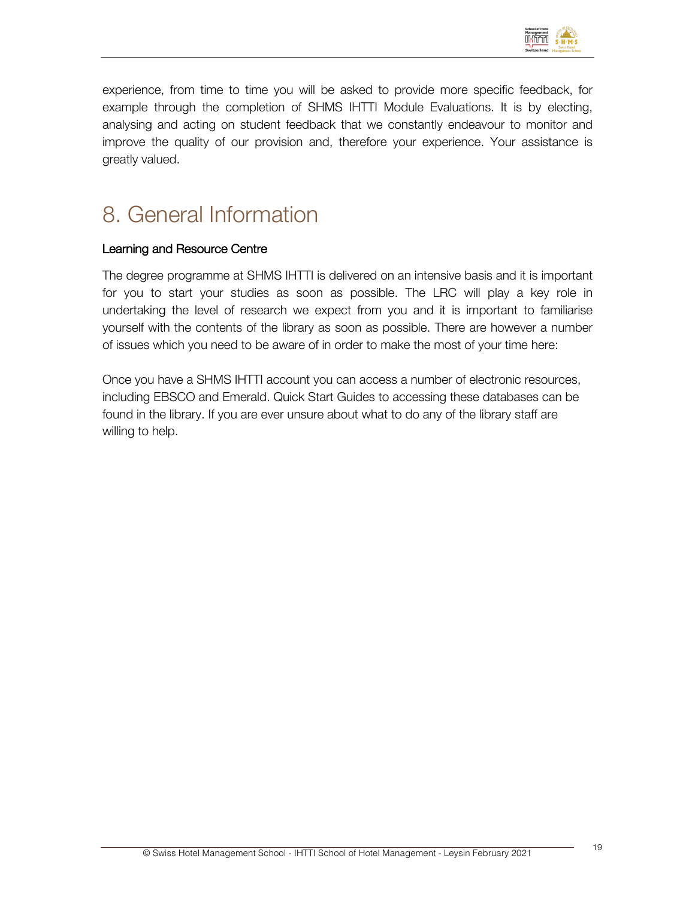experience, from time to time you will be asked to provide more specific feedback, for example through the completion of SHMS IHTTI Module Evaluations. It is by electing, analysing and acting on student feedback that we constantly endeavour to monitor and improve the quality of our provision and, therefore your experience. Your assistance is greatly valued.

# 8. General Information

## Learning and Resource Centre

The degree programme at SHMS IHTTI is delivered on an intensive basis and it is important for you to start your studies as soon as possible. The LRC will play a key role in undertaking the level of research we expect from you and it is important to familiarise yourself with the contents of the library as soon as possible. There are however a number of issues which you need to be aware of in order to make the most of your time here:

Once you have a SHMS IHTTI account you can access a number of electronic resources, including EBSCO and Emerald. Quick Start Guides to accessing these databases can be found in the library. If you are ever unsure about what to do any of the library staff are willing to help.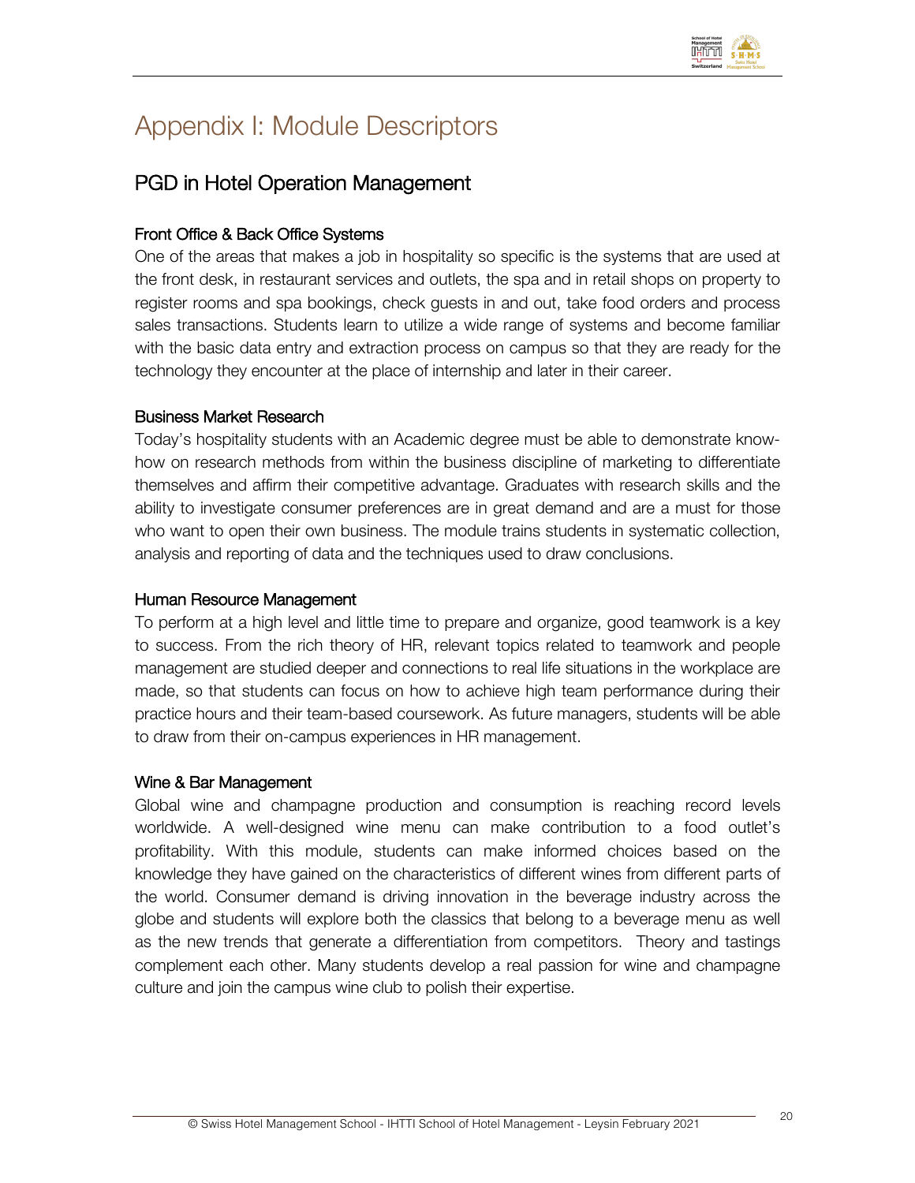# Appendix I: Module Descriptors

## PGD in Hotel Operation Management

### Front Office & Back Office Systems

One of the areas that makes a job in hospitality so specific is the systems that are used at the front desk, in restaurant services and outlets, the spa and in retail shops on property to register rooms and spa bookings, check guests in and out, take food orders and process sales transactions. Students learn to utilize a wide range of systems and become familiar with the basic data entry and extraction process on campus so that they are ready for the technology they encounter at the place of internship and later in their career.

### Business Market Research

Today's hospitality students with an Academic degree must be able to demonstrate know-how on research methods from within the business discipline of marketing to differentiate themselves and affirm their competitive advantage. Graduates with research skills and the ability to investigate consumer preferences are in great demand and are a must for those who want to open their own business. The module trains students in systematic collection, analysis and reporting of data and the techniques used to draw conclusions.

### Human Resource Management

To perform at a high level and little time to prepare and organize, good teamwork is a key to success. From the rich theory of HR, relevant topics related to teamwork and people management are studied deeper and connections to real life situations in the workplace are made, so that students can focus on how to achieve high team performance during their practice hours and their team-based coursework. As future managers, students will be able to draw from their on-campus experiences in HR management.

### Wine & Bar Management

Global wine and champagne production and consumption is reaching record levels worldwide. A well-designed wine menu can make contribution to a food outlet's profitability. With this module, students can make informed choices based on the knowledge they have gained on the characteristics of different wines from different parts of the world. Consumer demand is driving innovation in the beverage industry across the globe and students will explore both the classics that belong to a beverage menu as well as the new trends that generate a differentiation from competitors. Theory and tastings complement each other. Many students develop a real passion for wine and champagne culture and join the campus wine club to polish their expertise.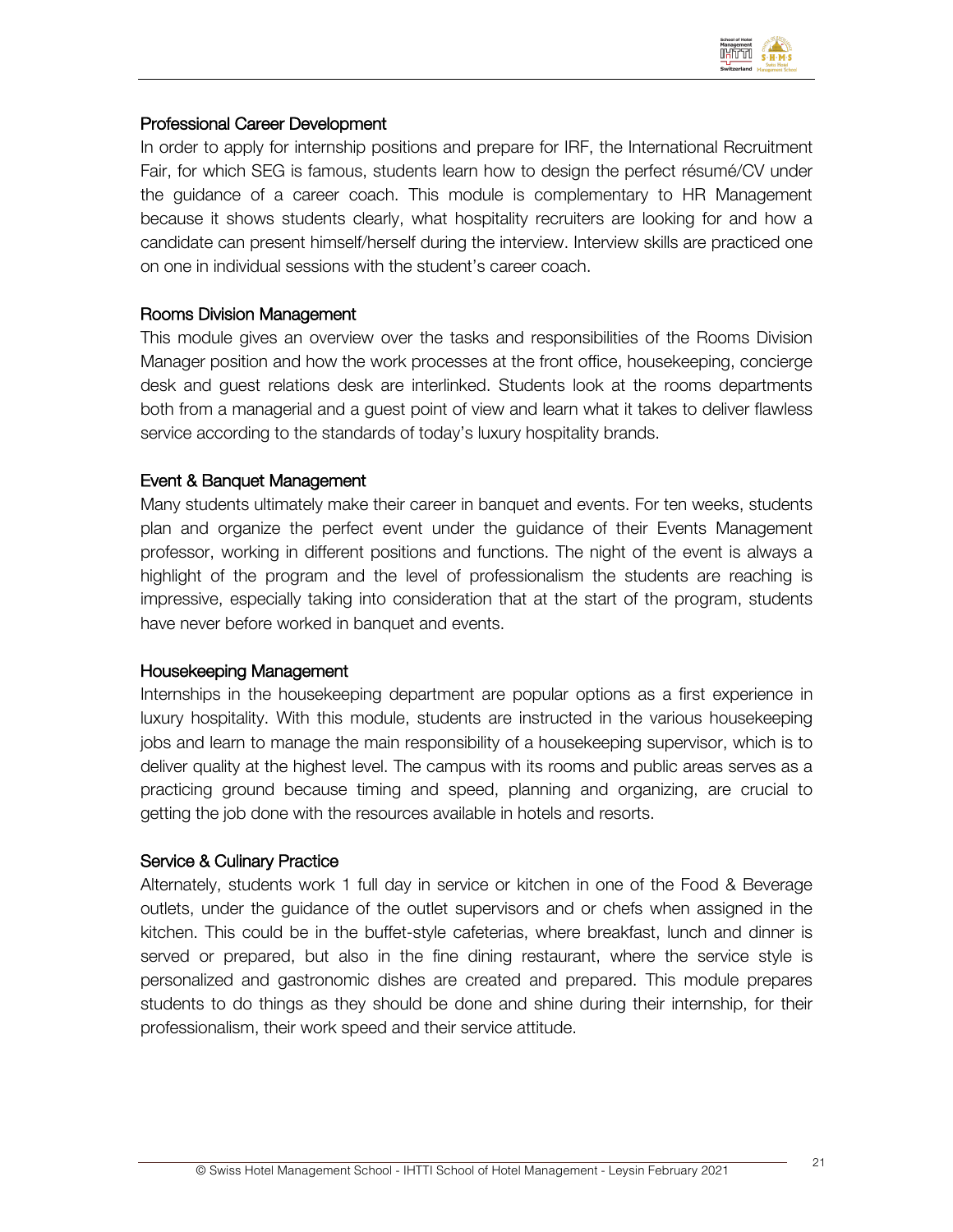### Professional Career Development

In order to apply for internship positions and prepare for IRF, the International Recruitment Fair, for which SEG is famous, students learn how to design the perfect résumé/CV under the guidance of a career coach. This module is complementary to HR Management because it shows students clearly, what hospitality recruiters are looking for and how a candidate can present himself/herself during the interview. Interview skills are practiced one on one in individual sessions with the student's career coach.

### Rooms Division Management

This module gives an overview over the tasks and responsibilities of the Rooms Division Manager position and how the work processes at the front office, housekeeping, concierge desk and guest relations desk are interlinked. Students look at the rooms departments both from a managerial and a guest point of view and learn what it takes to deliver flawless service according to the standards of today's luxury hospitality brands.

### Event & Banquet Management

Many students ultimately make their career in banquet and events. For ten weeks, students plan and organize the perfect event under the guidance of their Events Management professor, working in different positions and functions. The night of the event is always a highlight of the program and the level of professionalism the students are reaching is impressive, especially taking into consideration that at the start of the program, students have never before worked in banquet and events.

### Housekeeping Management

Internships in the housekeeping department are popular options as a first experience in luxury hospitality. With this module, students are instructed in the various housekeeping jobs and learn to manage the main responsibility of a housekeeping supervisor, which is to deliver quality at the highest level. The campus with its rooms and public areas serves as a practicing ground because timing and speed, planning and organizing, are crucial to getting the job done with the resources available in hotels and resorts.

### Service & Culinary Practice

Alternately, students work 1 full day in service or kitchen in one of the Food & Beverage outlets, under the guidance of the outlet supervisors and or chefs when assigned in the kitchen. This could be in the buffet-style cafeterias, where breakfast, lunch and dinner is served or prepared, but also in the fine dining restaurant, where the service style is personalized and gastronomic dishes are created and prepared. This module prepares students to do things as they should be done and shine during their internship, for their professionalism, their work speed and their service attitude.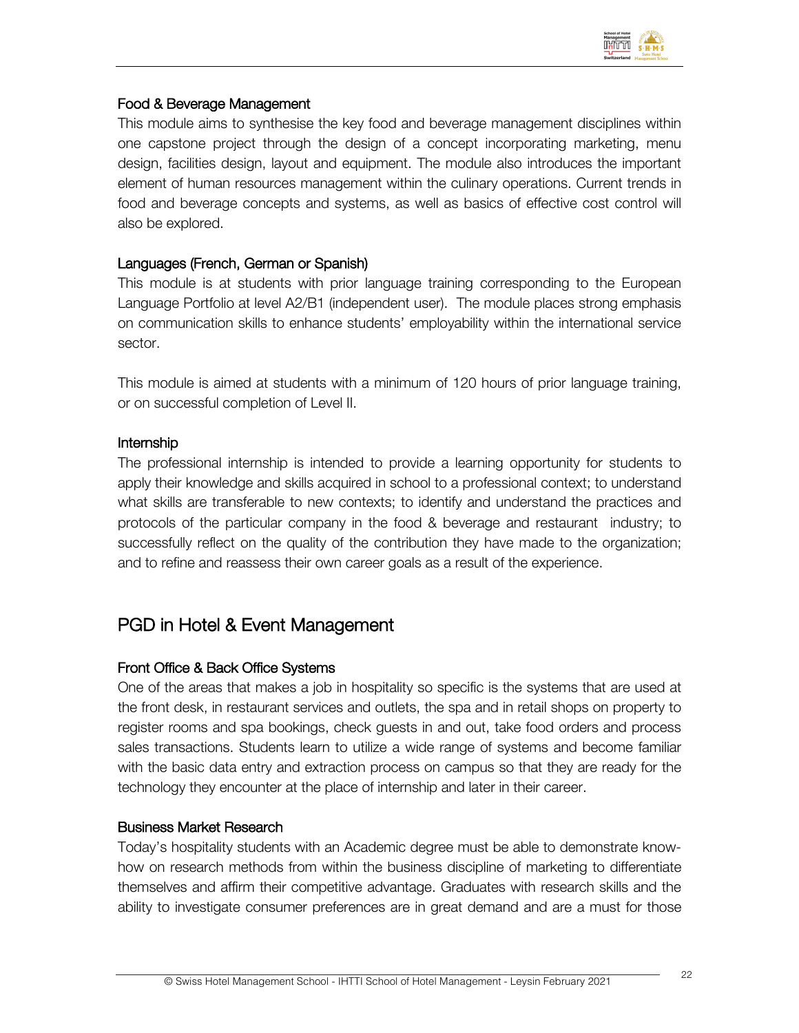### Food & Beverage Management

This module aims to synthesise the key food and beverage management disciplines within one capstone project through the design of a concept incorporating marketing, menu design, facilities design, layout and equipment. The module also introduces the important element of human resources management within the culinary operations. Current trends in food and beverage concepts and systems, as well as basics of effective cost control will also be explored.

### Languages (French, German or Spanish)

This module is at students with prior language training corresponding to the European Language Portfolio at level A2/B1 (independent user). The module places strong emphasis on communication skills to enhance students' employability within the international service sector.

This module is aimed at students with a minimum of 120 hours of prior language training, or on successful completion of Level II.

### Internship

The professional internship is intended to provide a learning opportunity for students to apply their knowledge and skills acquired in school to a professional context; to understand what skills are transferable to new contexts; to identify and understand the practices and protocols of the particular company in the food & beverage and restaurant industry; to successfully reflect on the quality of the contribution they have made to the organization; and to refine and reassess their own career goals as a result of the experience.

## PGD in Hotel & Event Management

### Front Office & Back Office Systems

One of the areas that makes a job in hospitality so specific is the systems that are used at the front desk, in restaurant services and outlets, the spa and in retail shops on property to register rooms and spa bookings, check guests in and out, take food orders and process sales transactions. Students learn to utilize a wide range of systems and become familiar with the basic data entry and extraction process on campus so that they are ready for the technology they encounter at the place of internship and later in their career.

### Business Market Research

Today's hospitality students with an Academic degree must be able to demonstrate know-how on research methods from within the business discipline of marketing to differentiate themselves and affirm their competitive advantage. Graduates with research skills and the ability to investigate consumer preferences are in great demand and are a must for those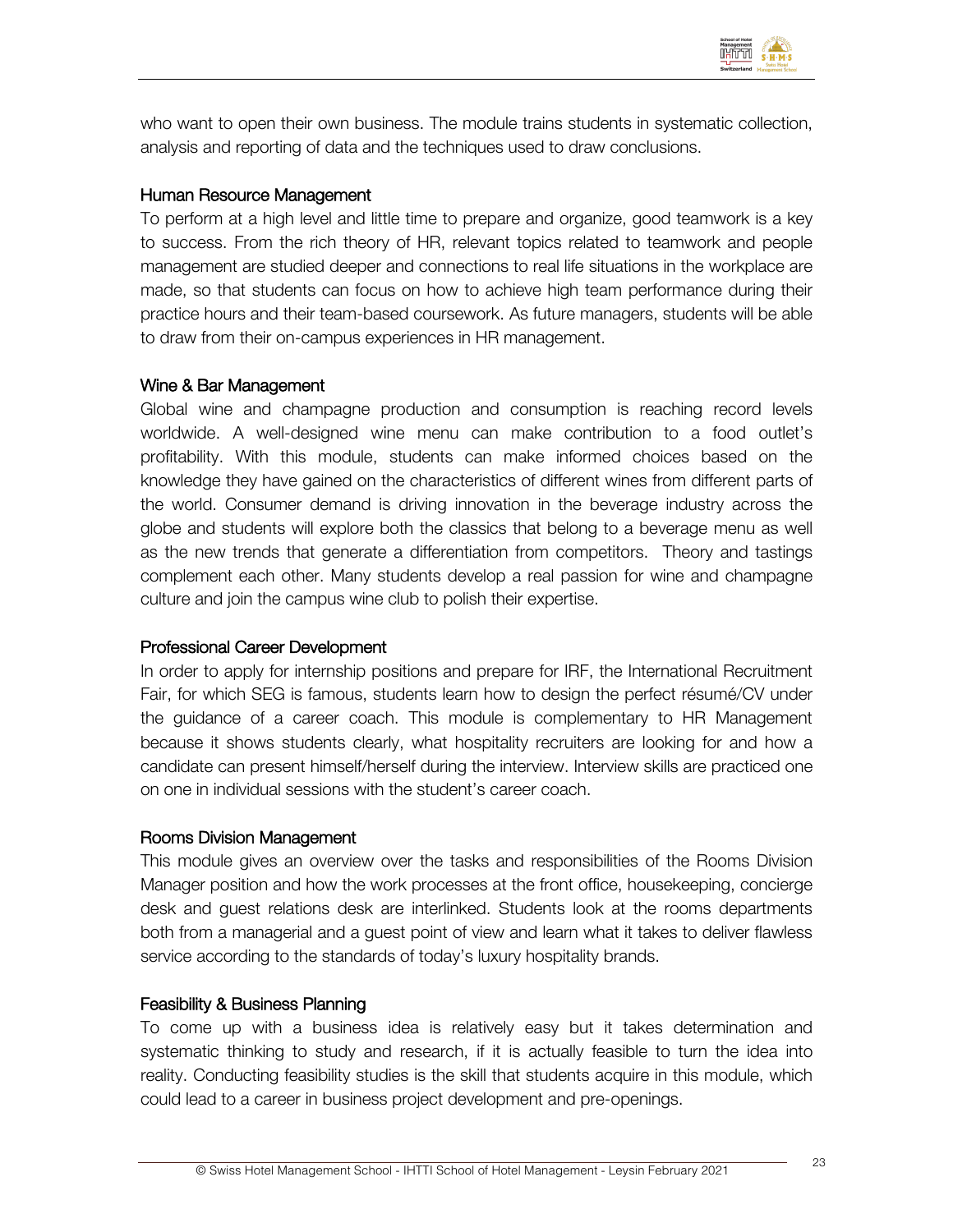who want to open their own business. The module trains students in systematic collection, analysis and reporting of data and the techniques used to draw conclusions.

### Human Resource Management

To perform at a high level and little time to prepare and organize, good teamwork is a key to success. From the rich theory of HR, relevant topics related to teamwork and people management are studied deeper and connections to real life situations in the workplace are made, so that students can focus on how to achieve high team performance during their practice hours and their team-based coursework. As future managers, students will be able to draw from their on-campus experiences in HR management.

### Wine & Bar Management

Global wine and champagne production and consumption is reaching record levels worldwide. A well-designed wine menu can make contribution to a food outlet's profitability. With this module, students can make informed choices based on the knowledge they have gained on the characteristics of different wines from different parts of the world. Consumer demand is driving innovation in the beverage industry across the globe and students will explore both the classics that belong to a beverage menu as well as the new trends that generate a differentiation from competitors. Theory and tastings complement each other. Many students develop a real passion for wine and champagne culture and join the campus wine club to polish their expertise.

### Professional Career Development

In order to apply for internship positions and prepare for IRF, the International Recruitment Fair, for which SEG is famous, students learn how to design the perfect résumé/CV under the guidance of a career coach. This module is complementary to HR Management because it shows students clearly, what hospitality recruiters are looking for and how a candidate can present himself/herself during the interview. Interview skills are practiced one on one in individual sessions with the student's career coach.

### Rooms Division Management

This module gives an overview over the tasks and responsibilities of the Rooms Division Manager position and how the work processes at the front office, housekeeping, concierge desk and guest relations desk are interlinked. Students look at the rooms departments both from a managerial and a guest point of view and learn what it takes to deliver flawless service according to the standards of today's luxury hospitality brands.

### Feasibility & Business Planning

To come up with a business idea is relatively easy but it takes determination and systematic thinking to study and research, if it is actually feasible to turn the idea into reality. Conducting feasibility studies is the skill that students acquire in this module, which could lead to a career in business project development and pre-openings.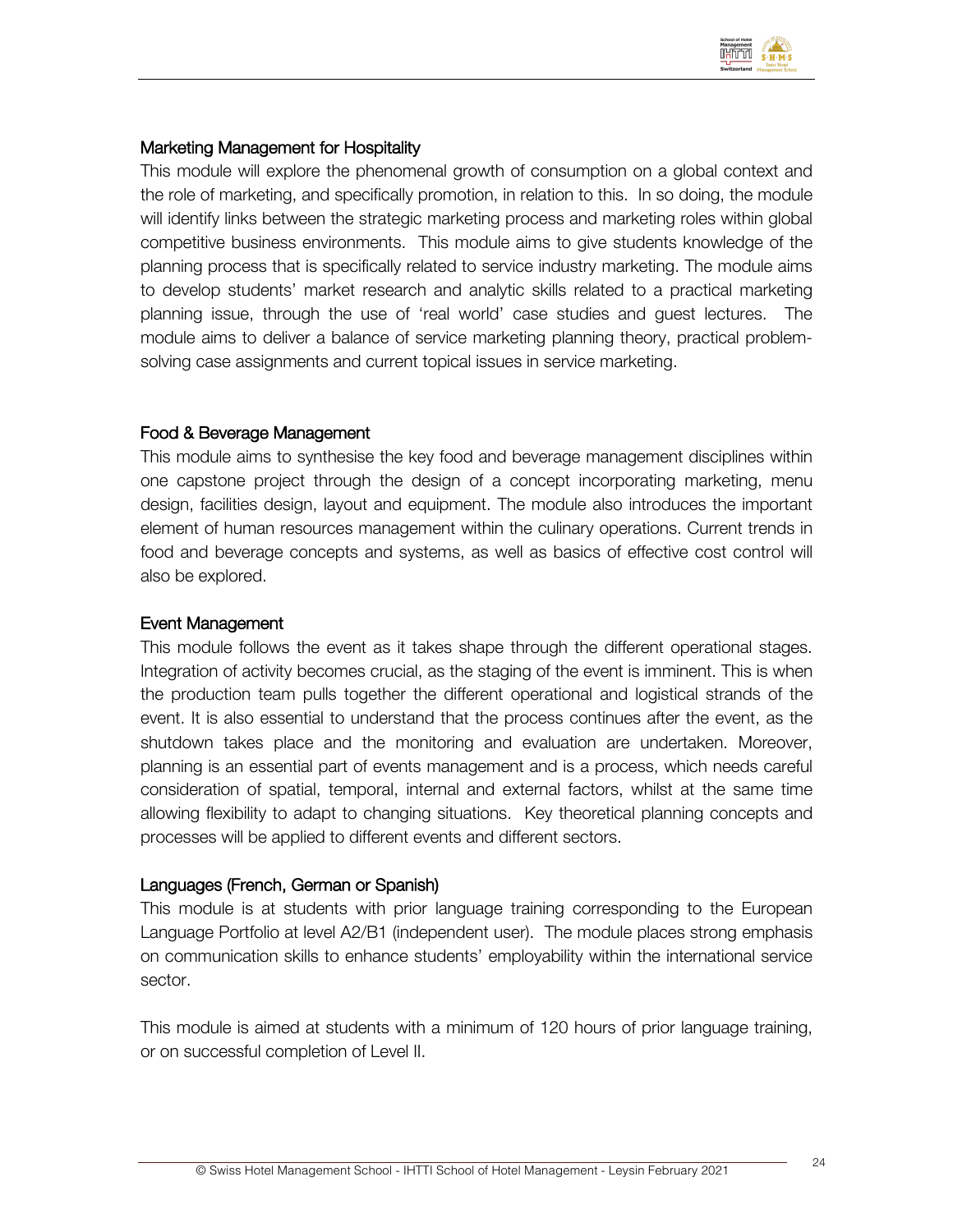### Marketing Management for Hospitality

This module will explore the phenomenal growth of consumption on a global context and the role of marketing, and specifically promotion, in relation to this. In so doing, the module will identify links between the strategic marketing process and marketing roles within global competitive business environments. This module aims to give students knowledge of the planning process that is specifically related to service industry marketing. The module aims to develop students' market research and analytic skills related to a practical marketing planning issue, through the use of 'real world' case studies and guest lectures. The module aims to deliver a balance of service marketing planning theory, practical problem-solving case assignments and current topical issues in service marketing.

### Food & Beverage Management

This module aims to synthesise the key food and beverage management disciplines within one capstone project through the design of a concept incorporating marketing, menu design, facilities design, layout and equipment. The module also introduces the important element of human resources management within the culinary operations. Current trends in food and beverage concepts and systems, as well as basics of effective cost control will also be explored.

### Event Management

This module follows the event as it takes shape through the different operational stages. Integration of activity becomes crucial, as the staging of the event is imminent. This is when the production team pulls together the different operational and logistical strands of the event. It is also essential to understand that the process continues after the event, as the shutdown takes place and the monitoring and evaluation are undertaken. Moreover, planning is an essential part of events management and is a process, which needs careful consideration of spatial, temporal, internal and external factors, whilst at the same time allowing flexibility to adapt to changing situations. Key theoretical planning concepts and processes will be applied to different events and different sectors.

### Languages (French, German or Spanish)

This module is at students with prior language training corresponding to the European Language Portfolio at level A2/B1 (independent user). The module places strong emphasis on communication skills to enhance students' employability within the international service sector.

This module is aimed at students with a minimum of 120 hours of prior language training, or on successful completion of Level II.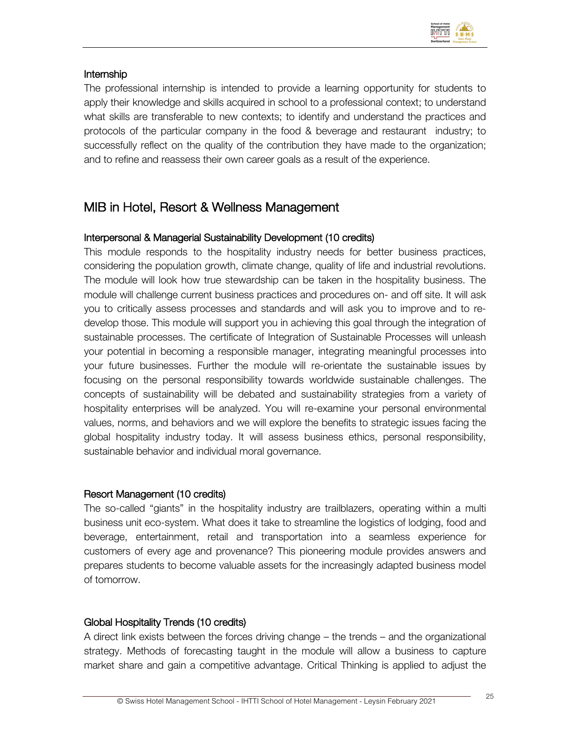### Internship

The professional internship is intended to provide a learning opportunity for students to apply their knowledge and skills acquired in school to a professional context; to understand what skills are transferable to new contexts; to identify and understand the practices and protocols of the particular company in the food & beverage and restaurant industry; to successfully reflect on the quality of the contribution they have made to the organization; and to refine and reassess their own career goals as a result of the experience.

## MIB in Hotel, Resort & Wellness Management

### Interpersonal & Managerial Sustainability Development (10 credits)

This module responds to the hospitality industry needs for better business practices, considering the population growth, climate change, quality of life and industrial revolutions. The module will look how true stewardship can be taken in the hospitality business. The module will challenge current business practices and procedures on- and off site. It will ask you to critically assess processes and standards and will ask you to improve and to re-develop those. This module will support you in achieving this goal through the integration of sustainable processes. The certificate of Integration of Sustainable Processes will unleash your potential in becoming a responsible manager, integrating meaningful processes into your future businesses. Further the module will re-orientate the sustainable issues by focusing on the personal responsibility towards worldwide sustainable challenges. The concepts of sustainability will be debated and sustainability strategies from a variety of hospitality enterprises will be analyzed. You will re-examine your personal environmental values, norms, and behaviors and we will explore the benefits to strategic issues facing the global hospitality industry today. It will assess business ethics, personal responsibility, sustainable behavior and individual moral governance.

### Resort Management (10 credits)

The so-called “giants” in the hospitality industry are trailblazers, operating within a multi business unit eco-system. What does it take to streamline the logistics of lodging, food and beverage, entertainment, retail and transportation into a seamless experience for customers of every age and provenance? This pioneering module provides answers and prepares students to become valuable assets for the increasingly adapted business model of tomorrow.

### Global Hospitality Trends (10 credits)

A direct link exists between the forces driving change – the trends – and the organizational strategy. Methods of forecasting taught in the module will allow a business to capture market share and gain a competitive advantage. Critical Thinking is applied to adjust the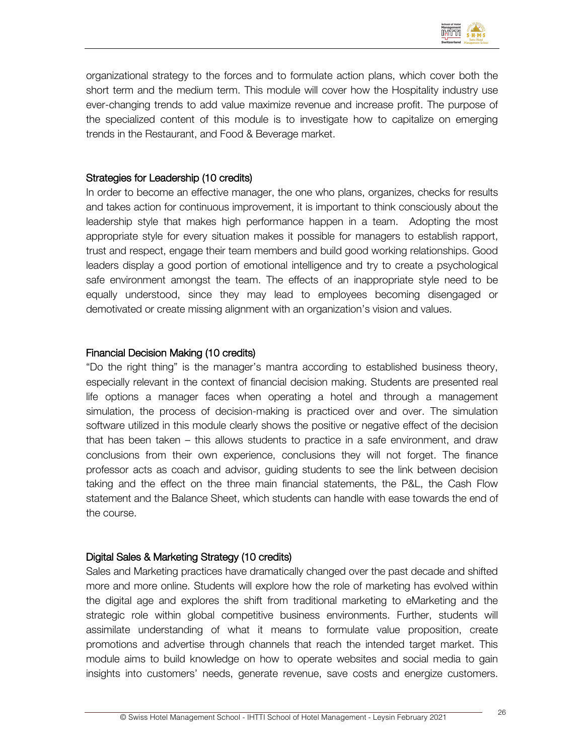organizational strategy to the forces and to formulate action plans, which cover both the short term and the medium term. This module will cover how the Hospitality industry use ever-changing trends to add value maximize revenue and increase profit. The purpose of the specialized content of this module is to investigate how to capitalize on emerging trends in the Restaurant, and Food & Beverage market.

### Strategies for Leadership (10 credits)

In order to become an effective manager, the one who plans, organizes, checks for results and takes action for continuous improvement, it is important to think consciously about the leadership style that makes high performance happen in a team. Adopting the most appropriate style for every situation makes it possible for managers to establish rapport, trust and respect, engage their team members and build good working relationships. Good leaders display a good portion of emotional intelligence and try to create a psychological safe environment amongst the team. The effects of an inappropriate style need to be equally understood, since they may lead to employees becoming disengaged or demotivated or create missing alignment with an organization's vision and values.

### Financial Decision Making (10 credits)

"Do the right thing" is the manager's mantra according to established business theory, especially relevant in the context of financial decision making. Students are presented real life options a manager faces when operating a hotel and through a management simulation, the process of decision-making is practiced over and over. The simulation software utilized in this module clearly shows the positive or negative effect of the decision that has been taken – this allows students to practice in a safe environment, and draw conclusions from their own experience, conclusions they will not forget. The finance professor acts as coach and advisor, guiding students to see the link between decision taking and the effect on the three main financial statements, the P&L, the Cash Flow statement and the Balance Sheet, which students can handle with ease towards the end of the course.

### Digital Sales & Marketing Strategy (10 credits)

Sales and Marketing practices have dramatically changed over the past decade and shifted more and more online. Students will explore how the role of marketing has evolved within the digital age and explores the shift from traditional marketing to eMarketing and the strategic role within global competitive business environments. Further, students will assimilate understanding of what it means to formulate value proposition, create promotions and advertise through channels that reach the intended target market. This module aims to build knowledge on how to operate websites and social media to gain insights into customers' needs, generate revenue, save costs and energize customers.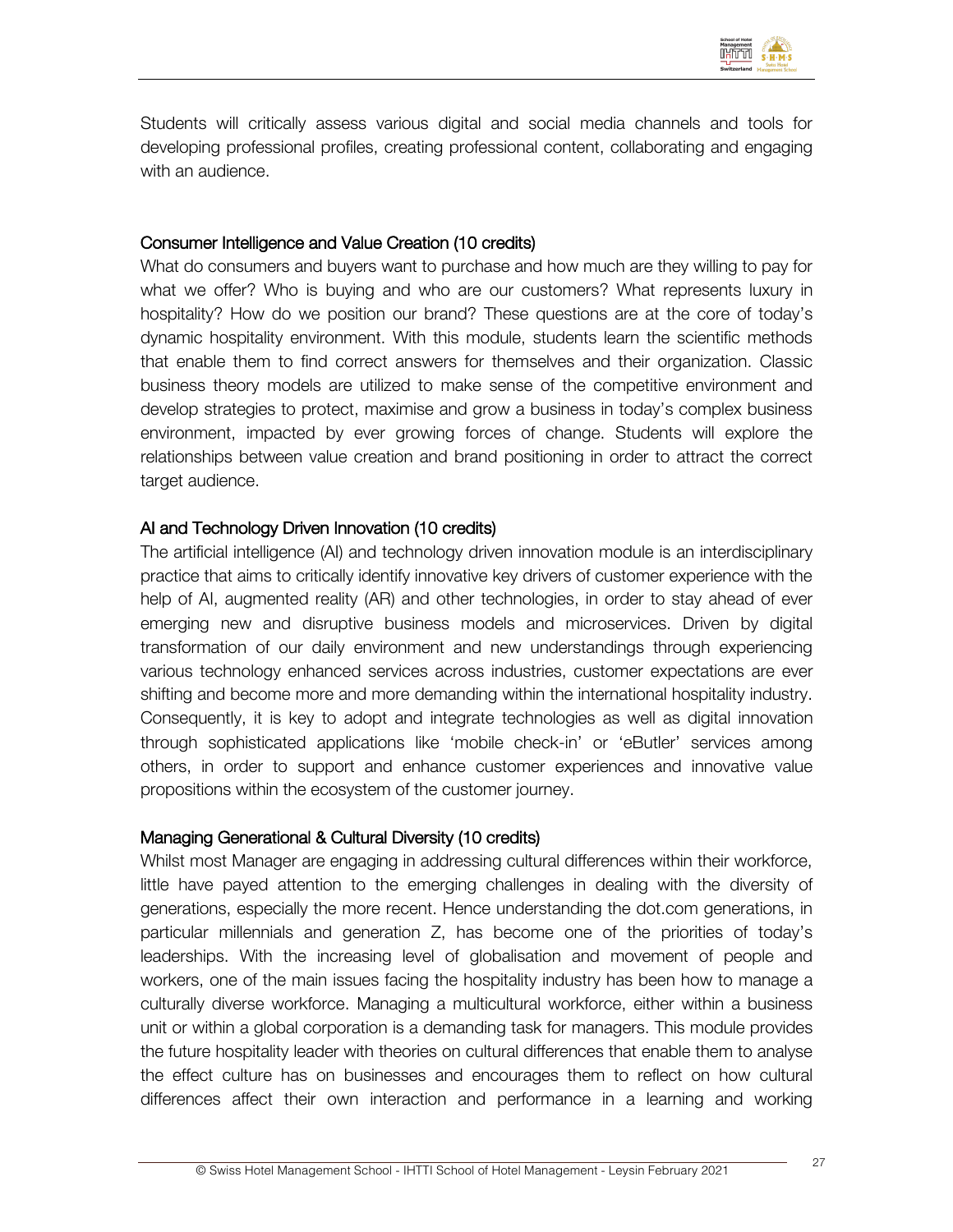Students will critically assess various digital and social media channels and tools for developing professional profiles, creating professional content, collaborating and engaging with an audience.

### Consumer Intelligence and Value Creation (10 credits)

What do consumers and buyers want to purchase and how much are they willing to pay for what we offer? Who is buying and who are our customers? What represents luxury in hospitality? How do we position our brand? These questions are at the core of today's dynamic hospitality environment. With this module, students learn the scientific methods that enable them to find correct answers for themselves and their organization. Classic business theory models are utilized to make sense of the competitive environment and develop strategies to protect, maximise and grow a business in today's complex business environment, impacted by ever growing forces of change. Students will explore the relationships between value creation and brand positioning in order to attract the correct target audience.

### AI and Technology Driven Innovation (10 credits)

The artificial intelligence (AI) and technology driven innovation module is an interdisciplinary practice that aims to critically identify innovative key drivers of customer experience with the help of AI, augmented reality (AR) and other technologies, in order to stay ahead of ever emerging new and disruptive business models and microservices. Driven by digital transformation of our daily environment and new understandings through experiencing various technology enhanced services across industries, customer expectations are ever shifting and become more and more demanding within the international hospitality industry. Consequently, it is key to adopt and integrate technologies as well as digital innovation through sophisticated applications like 'mobile check-in' or 'eButler' services among others, in order to support and enhance customer experiences and innovative value propositions within the ecosystem of the customer journey.

### Managing Generational & Cultural Diversity (10 credits)

Whilst most Manager are engaging in addressing cultural differences within their workforce, little have payed attention to the emerging challenges in dealing with the diversity of generations, especially the more recent. Hence understanding the dot.com generations, in particular millennials and generation Z, has become one of the priorities of today's leaderships. With the increasing level of globalisation and movement of people and workers, one of the main issues facing the hospitality industry has been how to manage a culturally diverse workforce. Managing a multicultural workforce, either within a business unit or within a global corporation is a demanding task for managers. This module provides the future hospitality leader with theories on cultural differences that enable them to analyse the effect culture has on businesses and encourages them to reflect on how cultural differences affect their own interaction and performance in a learning and working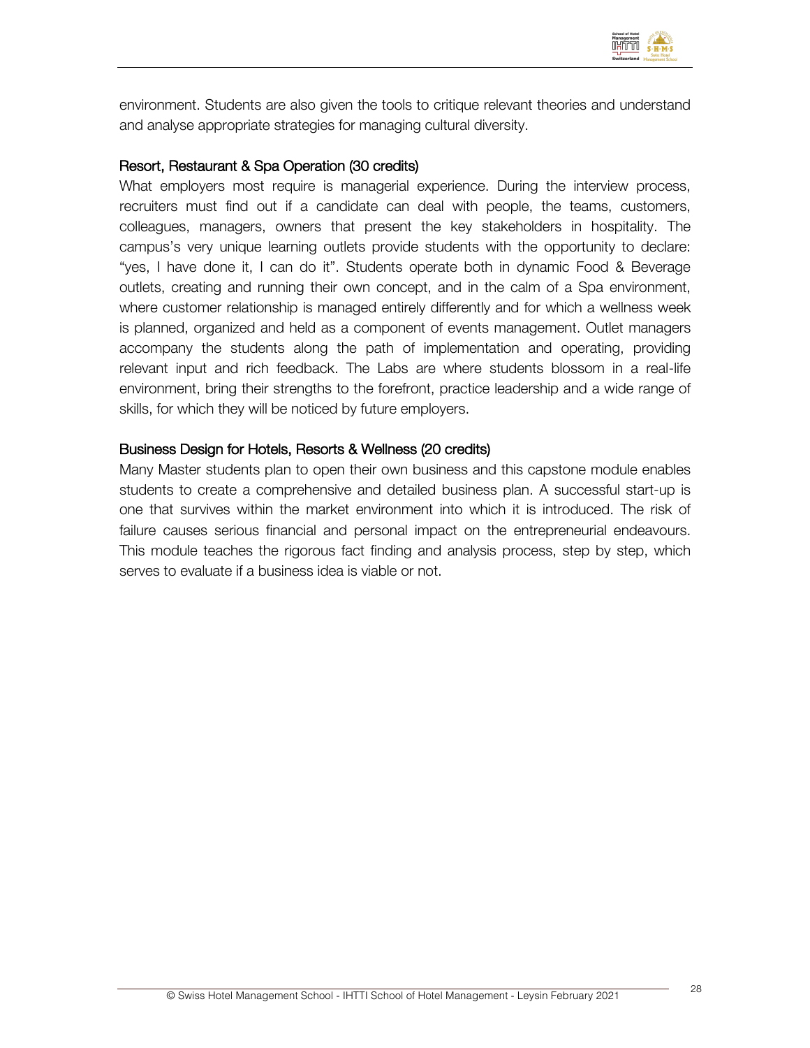environment. Students are also given the tools to critique relevant theories and understand and analyse appropriate strategies for managing cultural diversity.

### Resort, Restaurant & Spa Operation (30 credits)

What employers most require is managerial experience. During the interview process, recruiters must find out if a candidate can deal with people, the teams, customers, colleagues, managers, owners that present the key stakeholders in hospitality. The campus's very unique learning outlets provide students with the opportunity to declare: "yes, I have done it, I can do it". Students operate both in dynamic Food & Beverage outlets, creating and running their own concept, and in the calm of a Spa environment, where customer relationship is managed entirely differently and for which a wellness week is planned, organized and held as a component of events management. Outlet managers accompany the students along the path of implementation and operating, providing relevant input and rich feedback. The Labs are where students blossom in a real-life environment, bring their strengths to the forefront, practice leadership and a wide range of skills, for which they will be noticed by future employers.

### Business Design for Hotels, Resorts & Wellness (20 credits)

Many Master students plan to open their own business and this capstone module enables students to create a comprehensive and detailed business plan. A successful start-up is one that survives within the market environment into which it is introduced. The risk of failure causes serious financial and personal impact on the entrepreneurial endeavours. This module teaches the rigorous fact finding and analysis process, step by step, which serves to evaluate if a business idea is viable or not.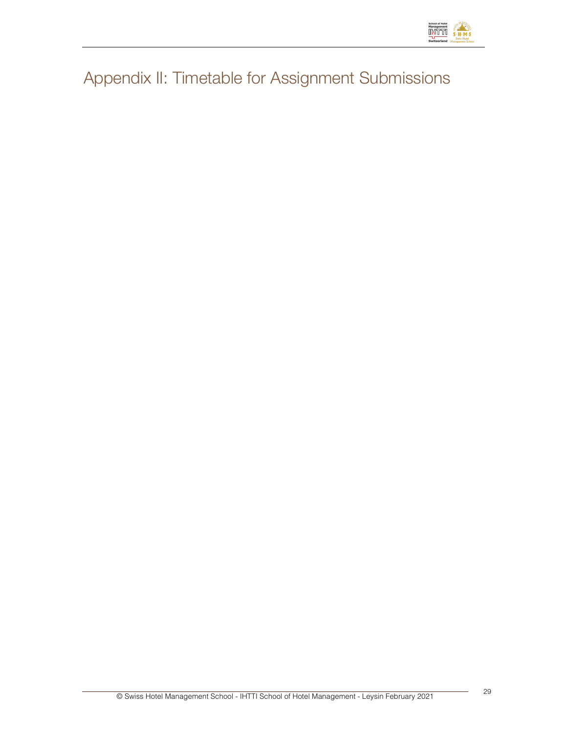# Appendix II: Timetable for Assignment Submissions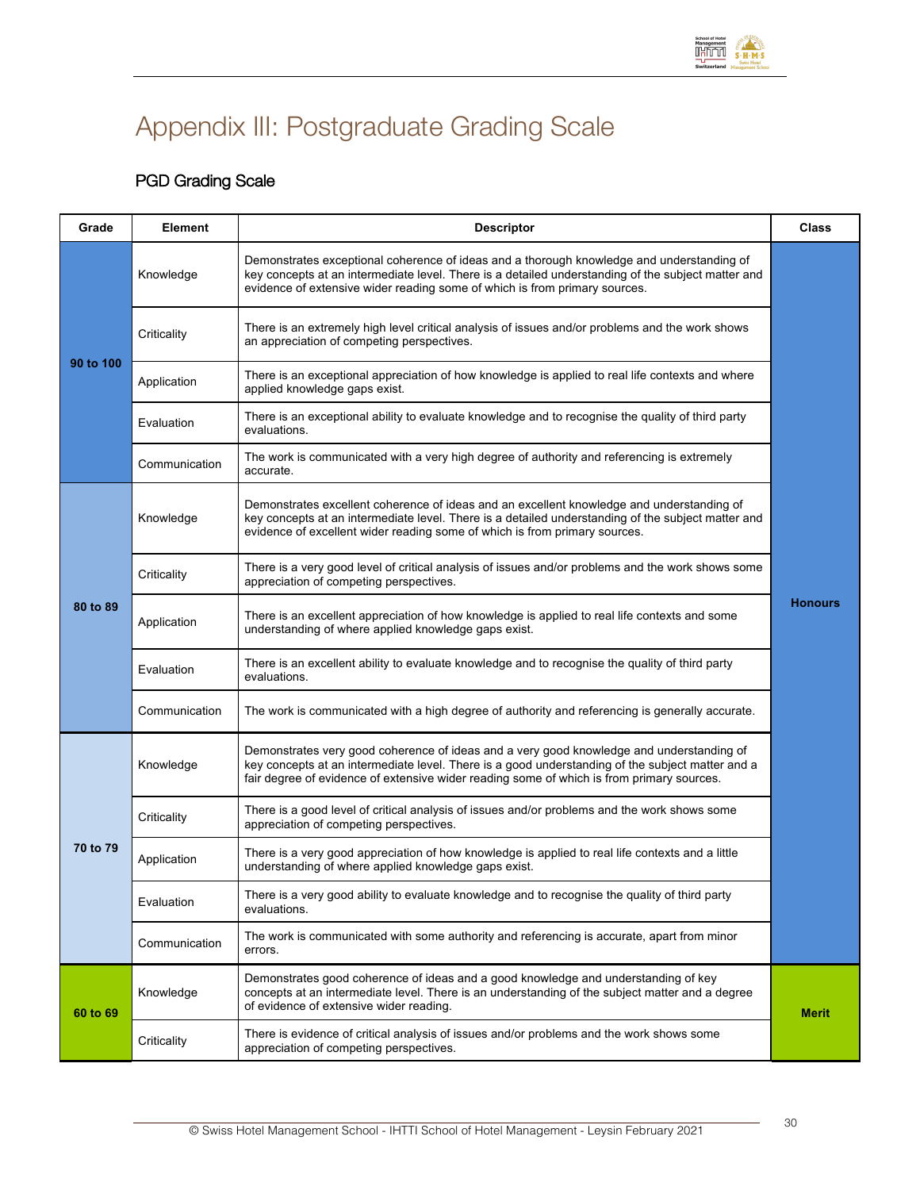# Appendix III: Postgraduate Grading Scale

## PGD Grading Scale

| Grade | Element | Descriptor | Class |
|---|---|---|---|
| 90 to 100 | Knowledge | Demonstrates exceptional coherence of ideas and a thorough knowledge and understanding of key concepts at an intermediate level. There is a detailed understanding of the subject matter and evidence of extensive wider reading some of which is from primary sources. | Honours |
| | Criticality | There is an extremely high level critical analysis of issues and/or problems and the work shows an appreciation of competing perspectives. | |
| | Application | There is an exceptional appreciation of how knowledge is applied to real life contexts and where applied knowledge gaps exist. | |
| | Evaluation | There is an exceptional ability to evaluate knowledge and to recognise the quality of third party evaluations. | |
| | Communication | The work is communicated with a very high degree of authority and referencing is extremely accurate. | |
| 80 to 89 | Knowledge | Demonstrates excellent coherence of ideas and an excellent knowledge and understanding of key concepts at an intermediate level. There is a detailed understanding of the subject matter and evidence of excellent wider reading some of which is from primary sources. | |
| | Criticality | There is a very good level of critical analysis of issues and/or problems and the work shows some appreciation of competing perspectives. | |
| | Application | There is an excellent appreciation of how knowledge is applied to real life contexts and some understanding of where applied knowledge gaps exist. | |
| | Evaluation | There is an excellent ability to evaluate knowledge and to recognise the quality of third party evaluations. | |
| | Communication | The work is communicated with a high degree of authority and referencing is generally accurate. | |
| 70 to 79 | Knowledge | Demonstrates very good coherence of ideas and a very good knowledge and understanding of key concepts at an intermediate level. There is a good understanding of the subject matter and a fair degree of evidence of extensive wider reading some of which is from primary sources. | |
| | Criticality | There is a good level of critical analysis of issues and/or problems and the work shows some appreciation of competing perspectives. | |
| | Application | There is a very good appreciation of how knowledge is applied to real life contexts and a little understanding of where applied knowledge gaps exist. | |
| | Evaluation | There is a very good ability to evaluate knowledge and to recognise the quality of third party evaluations. | |
| | Communication | The work is communicated with some authority and referencing is accurate, apart from minor errors. | |
| 60 to 69 | Knowledge | Demonstrates good coherence of ideas and a good knowledge and understanding of key concepts at an intermediate level. There is an understanding of the subject matter and a degree of evidence of extensive wider reading. | Merit |
| | Criticality | There is evidence of critical analysis of issues and/or problems and the work shows some appreciation of competing perspectives. | |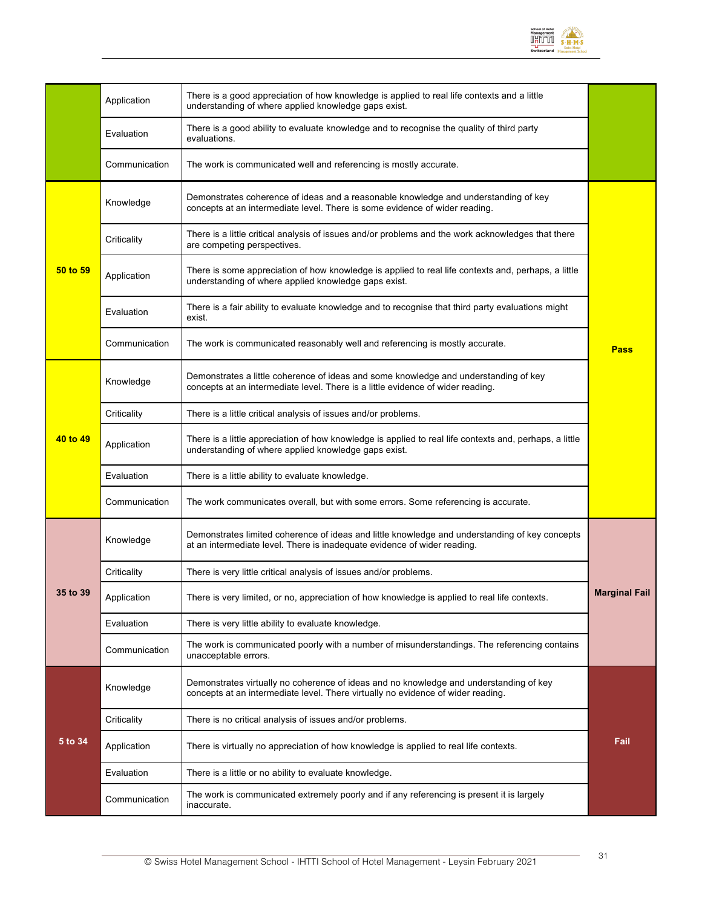| | | | |
|---|---|---|---|
| | Application | There is a good appreciation of how knowledge is applied to real life contexts and a little understanding of where applied knowledge gaps exist. | |
| | Evaluation | There is a good ability to evaluate knowledge and to recognise the quality of third party evaluations. | |
| | Communication | The work is communicated well and referencing is mostly accurate. | |
| **50 to 59** | Knowledge | Demonstrates coherence of ideas and a reasonable knowledge and understanding of key concepts at an intermediate level. There is some evidence of wider reading. | **Pass** |
| | Criticality | There is a little critical analysis of issues and/or problems and the work acknowledges that there are competing perspectives. | |
| | Application | There is some appreciation of how knowledge is applied to real life contexts and, perhaps, a little understanding of where applied knowledge gaps exist. | |
| | Evaluation | There is a fair ability to evaluate knowledge and to recognise that third party evaluations might exist. | |
| | Communication | The work is communicated reasonably well and referencing is mostly accurate. | |
| **40 to 49** | Knowledge | Demonstrates a little coherence of ideas and some knowledge and understanding of key concepts at an intermediate level. There is a little evidence of wider reading. | |
| | Criticality | There is a little critical analysis of issues and/or problems. | |
| | Application | There is a little appreciation of how knowledge is applied to real life contexts and, perhaps, a little understanding of where applied knowledge gaps exist. | |
| | Evaluation | There is a little ability to evaluate knowledge. | |
| | Communication | The work communicates overall, but with some errors. Some referencing is accurate. | |
| **35 to 39** | Knowledge | Demonstrates limited coherence of ideas and little knowledge and understanding of key concepts at an intermediate level. There is inadequate evidence of wider reading. | **Marginal Fail** |
| | Criticality | There is very little critical analysis of issues and/or problems. | |
| | Application | There is very limited, or no, appreciation of how knowledge is applied to real life contexts. | |
| | Evaluation | There is very little ability to evaluate knowledge. | |
| | Communication | The work is communicated poorly with a number of misunderstandings. The referencing contains unacceptable errors. | |
| **5 to 34** | Knowledge | Demonstrates virtually no coherence of ideas and no knowledge and understanding of key concepts at an intermediate level. There virtually no evidence of wider reading. | **Fail** |
| | Criticality | There is no critical analysis of issues and/or problems. | |
| | Application | There is virtually no appreciation of how knowledge is applied to real life contexts. | |
| | Evaluation | There is a little or no ability to evaluate knowledge. | |
| | Communication | The work is communicated extremely poorly and if any referencing is present it is largely inaccurate. | |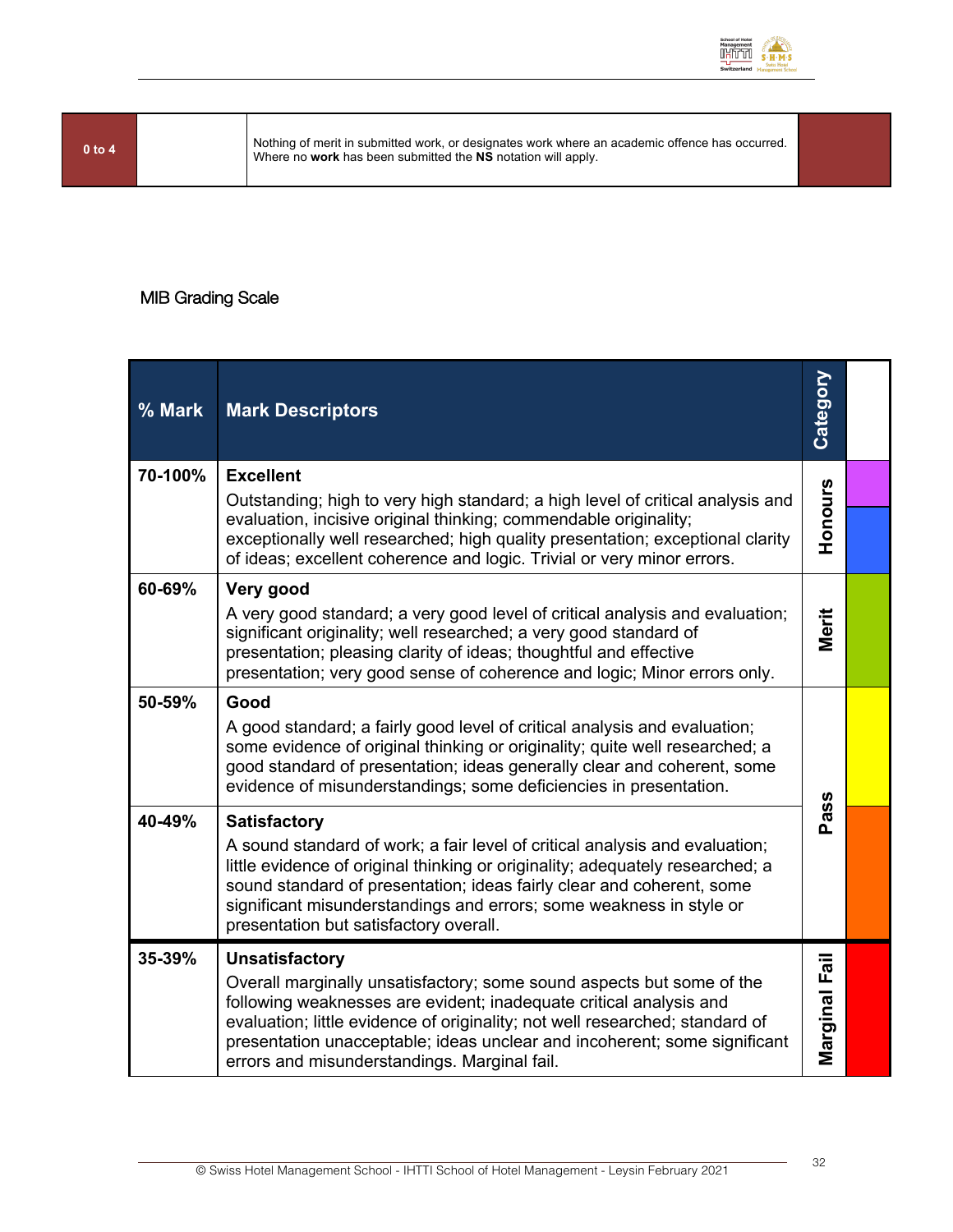| 0 to 4 | | Nothing of merit in submitted work, or designates work where an academic offence has occurred. Where no **work** has been submitted the **NS** notation will apply. | |
|---|---|---|---|

MIB Grading Scale

| % Mark | Mark Descriptors | Category |
|---|---|---|
| 70-100% | **Excellent**<br>Outstanding; high to very high standard; a high level of critical analysis and evaluation, incisive original thinking; commendable originality; exceptionally well researched; high quality presentation; exceptional clarity of ideas; excellent coherence and logic. Trivial or very minor errors. | Honours |
| 60-69% | **Very good**<br>A very good standard; a very good level of critical analysis and evaluation; significant originality; well researched; a very good standard of presentation; pleasing clarity of ideas; thoughtful and effective presentation; very good sense of coherence and logic; Minor errors only. | Merit |
| 50-59% | **Good**<br>A good standard; a fairly good level of critical analysis and evaluation; some evidence of original thinking or originality; quite well researched; a good standard of presentation; ideas generally clear and coherent, some evidence of misunderstandings; some deficiencies in presentation. | Pass |
| 40-49% | **Satisfactory**<br>A sound standard of work; a fair level of critical analysis and evaluation; little evidence of original thinking or originality; adequately researched; a sound standard of presentation; ideas fairly clear and coherent, some significant misunderstandings and errors; some weakness in style or presentation but satisfactory overall. | Pass |
| 35-39% | **Unsatisfactory**<br>Overall marginally unsatisfactory; some sound aspects but some of the following weaknesses are evident; inadequate critical analysis and evaluation; little evidence of originality; not well researched; standard of presentation unacceptable; ideas unclear and incoherent; some significant errors and misunderstandings. Marginal fail. | Marginal Fail |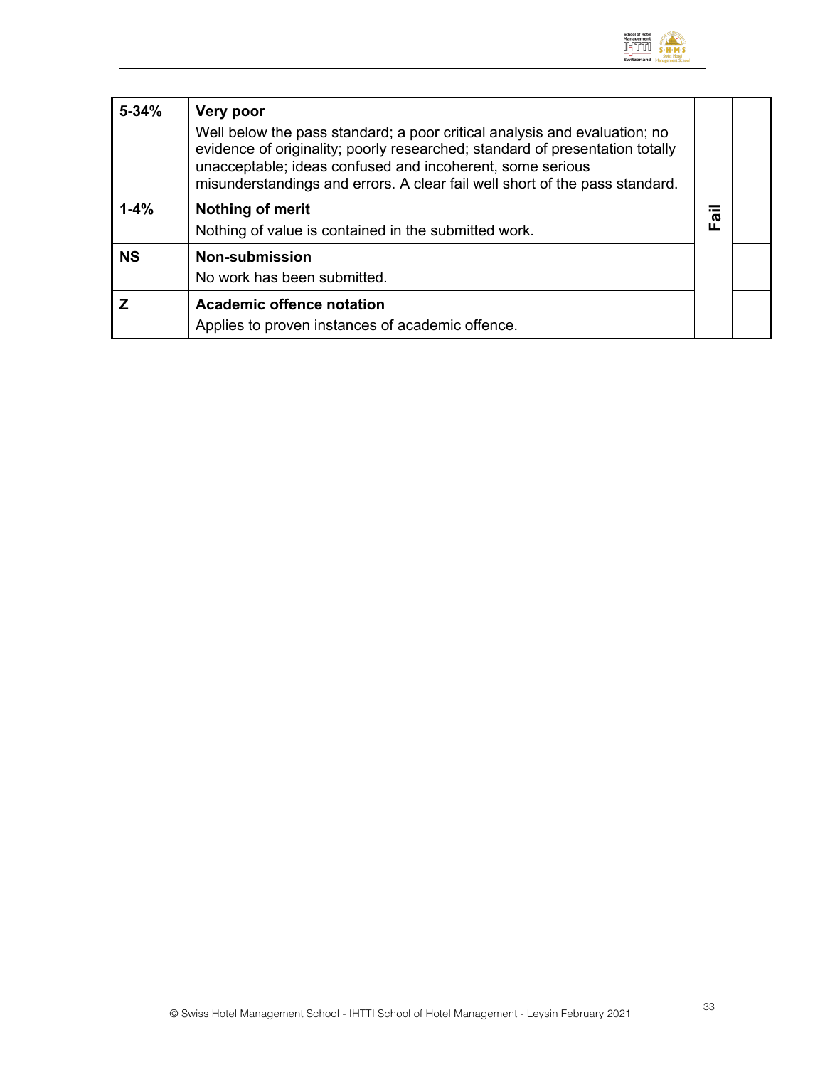| | | | |
|---|---|---|---|
| 5-34% | **Very poor**<br>Well below the pass standard; a poor critical analysis and evaluation; no evidence of originality; poorly researched; standard of presentation totally unacceptable; ideas confused and incoherent, some serious misunderstandings and errors. A clear fail well short of the pass standard. | **Fail** | |
| 1-4% | **Nothing of merit**<br>Nothing of value is contained in the submitted work. | | |
| NS | **Non-submission**<br>No work has been submitted. | | |
| Z | **Academic offence notation**<br>Applies to proven instances of academic offence. | | |